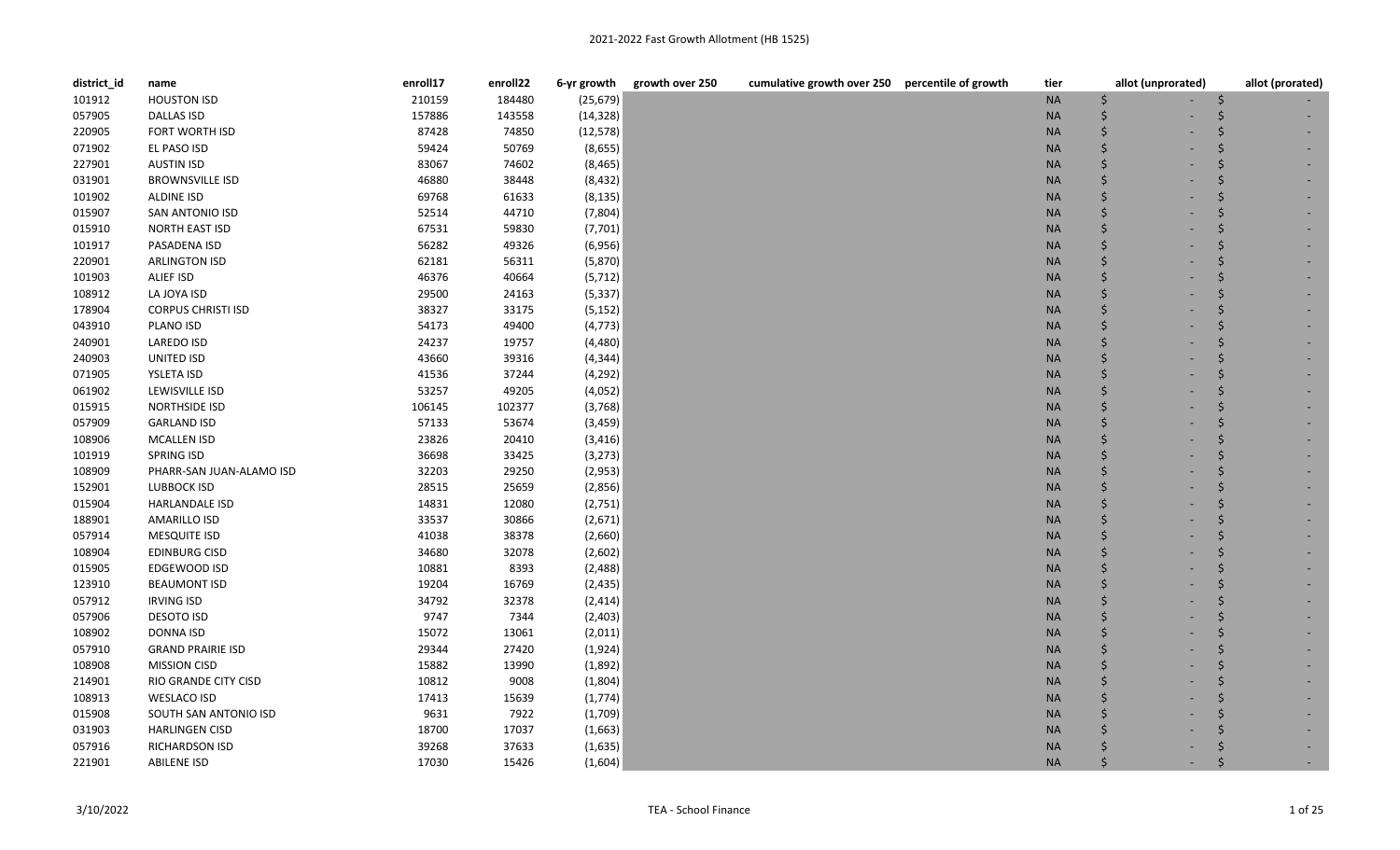# 2021-2022 Fast Growth Allotment (HB 1525)

| district_id | name | enroll17 | enroll22 | 6-yr growth | growth over 250 | cumulative growth over 250 | percentile of growth | tier | allot (unprorated) | allot (prorated) |
|---|---|---|---|---|---|---|---|---|---|---|
| 101912 | HOUSTON ISD | 210159 | 184480 | (25,679) | | | | NA | $ - | $ - |
| 057905 | DALLAS ISD | 157886 | 143558 | (14,328) | | | | NA | $ - | $ - |
| 220905 | FORT WORTH ISD | 87428 | 74850 | (12,578) | | | | NA | $ - | $ - |
| 071902 | EL PASO ISD | 59424 | 50769 | (8,655) | | | | NA | $ - | $ - |
| 227901 | AUSTIN ISD | 83067 | 74602 | (8,465) | | | | NA | $ - | $ - |
| 031901 | BROWNSVILLE ISD | 46880 | 38448 | (8,432) | | | | NA | $ - | $ - |
| 101902 | ALDINE ISD | 69768 | 61633 | (8,135) | | | | NA | $ - | $ - |
| 015907 | SAN ANTONIO ISD | 52514 | 44710 | (7,804) | | | | NA | $ - | $ - |
| 015910 | NORTH EAST ISD | 67531 | 59830 | (7,701) | | | | NA | $ - | $ - |
| 101917 | PASADENA ISD | 56282 | 49326 | (6,956) | | | | NA | $ - | $ - |
| 220901 | ARLINGTON ISD | 62181 | 56311 | (5,870) | | | | NA | $ - | $ - |
| 101903 | ALIEF ISD | 46376 | 40664 | (5,712) | | | | NA | $ - | $ - |
| 108912 | LA JOYA ISD | 29500 | 24163 | (5,337) | | | | NA | $ - | $ - |
| 178904 | CORPUS CHRISTI ISD | 38327 | 33175 | (5,152) | | | | NA | $ - | $ - |
| 043910 | PLANO ISD | 54173 | 49400 | (4,773) | | | | NA | $ - | $ - |
| 240901 | LAREDO ISD | 24237 | 19757 | (4,480) | | | | NA | $ - | $ - |
| 240903 | UNITED ISD | 43660 | 39316 | (4,344) | | | | NA | $ - | $ - |
| 071905 | YSLETA ISD | 41536 | 37244 | (4,292) | | | | NA | $ - | $ - |
| 061902 | LEWISVILLE ISD | 53257 | 49205 | (4,052) | | | | NA | $ - | $ - |
| 015915 | NORTHSIDE ISD | 106145 | 102377 | (3,768) | | | | NA | $ - | $ - |
| 057909 | GARLAND ISD | 57133 | 53674 | (3,459) | | | | NA | $ - | $ - |
| 108906 | MCALLEN ISD | 23826 | 20410 | (3,416) | | | | NA | $ - | $ - |
| 101919 | SPRING ISD | 36698 | 33425 | (3,273) | | | | NA | $ - | $ - |
| 108909 | PHARR-SAN JUAN-ALAMO ISD | 32203 | 29250 | (2,953) | | | | NA | $ - | $ - |
| 152901 | LUBBOCK ISD | 28515 | 25659 | (2,856) | | | | NA | $ - | $ - |
| 015904 | HARLANDALE ISD | 14831 | 12080 | (2,751) | | | | NA | $ - | $ - |
| 188901 | AMARILLO ISD | 33537 | 30866 | (2,671) | | | | NA | $ - | $ - |
| 057914 | MESQUITE ISD | 41038 | 38378 | (2,660) | | | | NA | $ - | $ - |
| 108904 | EDINBURG CISD | 34680 | 32078 | (2,602) | | | | NA | $ - | $ - |
| 015905 | EDGEWOOD ISD | 10881 | 8393 | (2,488) | | | | NA | $ - | $ - |
| 123910 | BEAUMONT ISD | 19204 | 16769 | (2,435) | | | | NA | $ - | $ - |
| 057912 | IRVING ISD | 34792 | 32378 | (2,414) | | | | NA | $ - | $ - |
| 057906 | DESOTO ISD | 9747 | 7344 | (2,403) | | | | NA | $ - | $ - |
| 108902 | DONNA ISD | 15072 | 13061 | (2,011) | | | | NA | $ - | $ - |
| 057910 | GRAND PRAIRIE ISD | 29344 | 27420 | (1,924) | | | | NA | $ - | $ - |
| 108908 | MISSION CISD | 15882 | 13990 | (1,892) | | | | NA | $ - | $ - |
| 214901 | RIO GRANDE CITY CISD | 10812 | 9008 | (1,804) | | | | NA | $ - | $ - |
| 108913 | WESLACO ISD | 17413 | 15639 | (1,774) | | | | NA | $ - | $ - |
| 015908 | SOUTH SAN ANTONIO ISD | 9631 | 7922 | (1,709) | | | | NA | $ - | $ - |
| 031903 | HARLINGEN CISD | 18700 | 17037 | (1,663) | | | | NA | $ - | $ - |
| 057916 | RICHARDSON ISD | 39268 | 37633 | (1,635) | | | | NA | $ - | $ - |
| 221901 | ABILENE ISD | 17030 | 15426 | (1,604) | | | | NA | $ - | $ - |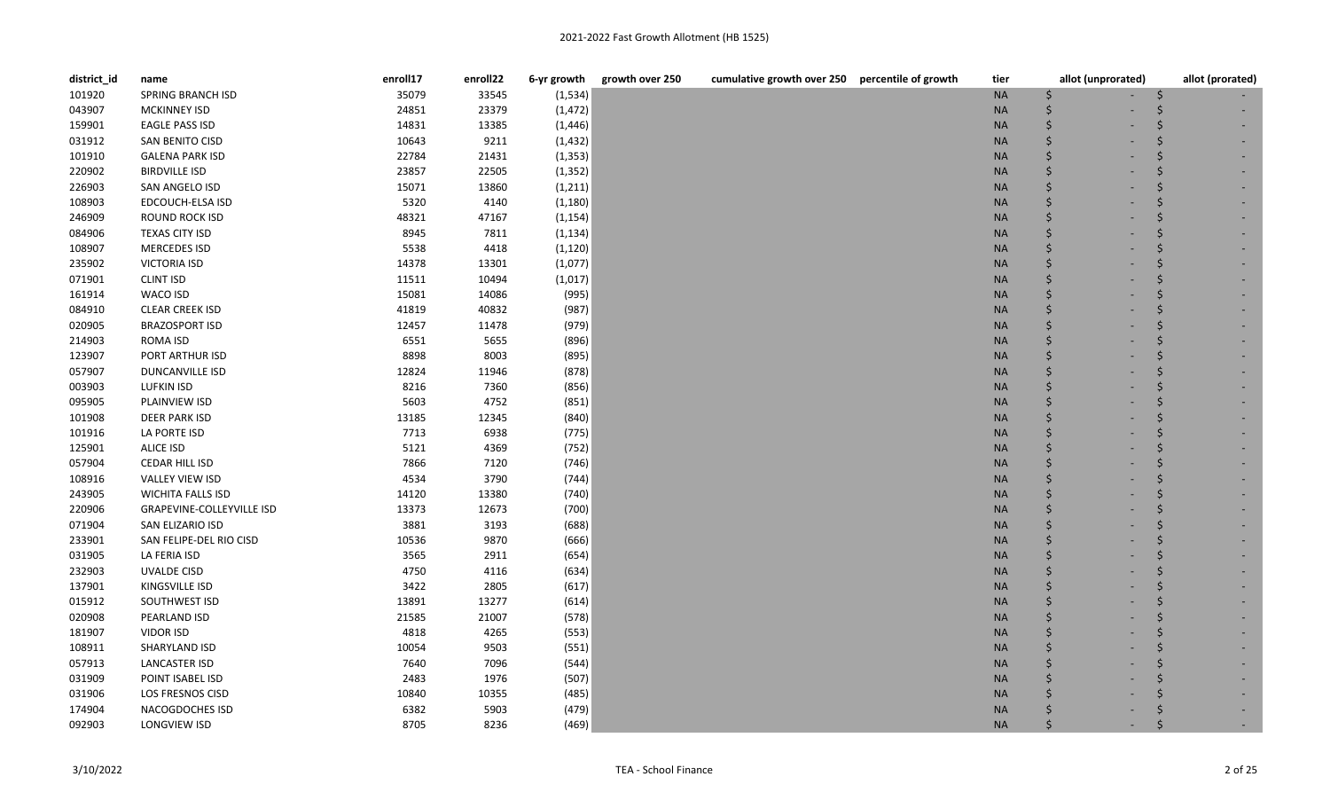2021-2022 Fast Growth Allotment (HB 1525)

| district_id | name | enroll17 | enroll22 | 6-yr growth | growth over 250 | cumulative growth over 250 | percentile of growth | tier | allot (unprorated) | allot (prorated) |
|---|---|---|---|---|---|---|---|---|---|---|
| 101920 | SPRING BRANCH ISD | 35079 | 33545 | (1,534) | | | | NA | $ - | $ - |
| 043907 | MCKINNEY ISD | 24851 | 23379 | (1,472) | | | | NA | $ - | $ - |
| 159901 | EAGLE PASS ISD | 14831 | 13385 | (1,446) | | | | NA | $ - | $ - |
| 031912 | SAN BENITO CISD | 10643 | 9211 | (1,432) | | | | NA | $ - | $ - |
| 101910 | GALENA PARK ISD | 22784 | 21431 | (1,353) | | | | NA | $ - | $ - |
| 220902 | BIRDVILLE ISD | 23857 | 22505 | (1,352) | | | | NA | $ - | $ - |
| 226903 | SAN ANGELO ISD | 15071 | 13860 | (1,211) | | | | NA | $ - | $ - |
| 108903 | EDCOUCH-ELSA ISD | 5320 | 4140 | (1,180) | | | | NA | $ - | $ - |
| 246909 | ROUND ROCK ISD | 48321 | 47167 | (1,154) | | | | NA | $ - | $ - |
| 084906 | TEXAS CITY ISD | 8945 | 7811 | (1,134) | | | | NA | $ - | $ - |
| 108907 | MERCEDES ISD | 5538 | 4418 | (1,120) | | | | NA | $ - | $ - |
| 235902 | VICTORIA ISD | 14378 | 13301 | (1,077) | | | | NA | $ - | $ - |
| 071901 | CLINT ISD | 11511 | 10494 | (1,017) | | | | NA | $ - | $ - |
| 161914 | WACO ISD | 15081 | 14086 | (995) | | | | NA | $ - | $ - |
| 084910 | CLEAR CREEK ISD | 41819 | 40832 | (987) | | | | NA | $ - | $ - |
| 020905 | BRAZOSPORT ISD | 12457 | 11478 | (979) | | | | NA | $ - | $ - |
| 214903 | ROMA ISD | 6551 | 5655 | (896) | | | | NA | $ - | $ - |
| 123907 | PORT ARTHUR ISD | 8898 | 8003 | (895) | | | | NA | $ - | $ - |
| 057907 | DUNCANVILLE ISD | 12824 | 11946 | (878) | | | | NA | $ - | $ - |
| 003903 | LUFKIN ISD | 8216 | 7360 | (856) | | | | NA | $ - | $ - |
| 095905 | PLAINVIEW ISD | 5603 | 4752 | (851) | | | | NA | $ - | $ - |
| 101908 | DEER PARK ISD | 13185 | 12345 | (840) | | | | NA | $ - | $ - |
| 101916 | LA PORTE ISD | 7713 | 6938 | (775) | | | | NA | $ - | $ - |
| 125901 | ALICE ISD | 5121 | 4369 | (752) | | | | NA | $ - | $ - |
| 057904 | CEDAR HILL ISD | 7866 | 7120 | (746) | | | | NA | $ - | $ - |
| 108916 | VALLEY VIEW ISD | 4534 | 3790 | (744) | | | | NA | $ - | $ - |
| 243905 | WICHITA FALLS ISD | 14120 | 13380 | (740) | | | | NA | $ - | $ - |
| 220906 | GRAPEVINE-COLLEYVILLE ISD | 13373 | 12673 | (700) | | | | NA | $ - | $ - |
| 071904 | SAN ELIZARIO ISD | 3881 | 3193 | (688) | | | | NA | $ - | $ - |
| 233901 | SAN FELIPE-DEL RIO CISD | 10536 | 9870 | (666) | | | | NA | $ - | $ - |
| 031905 | LA FERIA ISD | 3565 | 2911 | (654) | | | | NA | $ - | $ - |
| 232903 | UVALDE CISD | 4750 | 4116 | (634) | | | | NA | $ - | $ - |
| 137901 | KINGSVILLE ISD | 3422 | 2805 | (617) | | | | NA | $ - | $ - |
| 015912 | SOUTHWEST ISD | 13891 | 13277 | (614) | | | | NA | $ - | $ - |
| 020908 | PEARLAND ISD | 21585 | 21007 | (578) | | | | NA | $ - | $ - |
| 181907 | VIDOR ISD | 4818 | 4265 | (553) | | | | NA | $ - | $ - |
| 108911 | SHARYLAND ISD | 10054 | 9503 | (551) | | | | NA | $ - | $ - |
| 057913 | LANCASTER ISD | 7640 | 7096 | (544) | | | | NA | $ - | $ - |
| 031909 | POINT ISABEL ISD | 2483 | 1976 | (507) | | | | NA | $ - | $ - |
| 031906 | LOS FRESNOS CISD | 10840 | 10355 | (485) | | | | NA | $ - | $ - |
| 174904 | NACOGDOCHES ISD | 6382 | 5903 | (479) | | | | NA | $ - | $ - |
| 092903 | LONGVIEW ISD | 8705 | 8236 | (469) | | | | NA | $ - | $ - |

3/10/2022 TEA - School Finance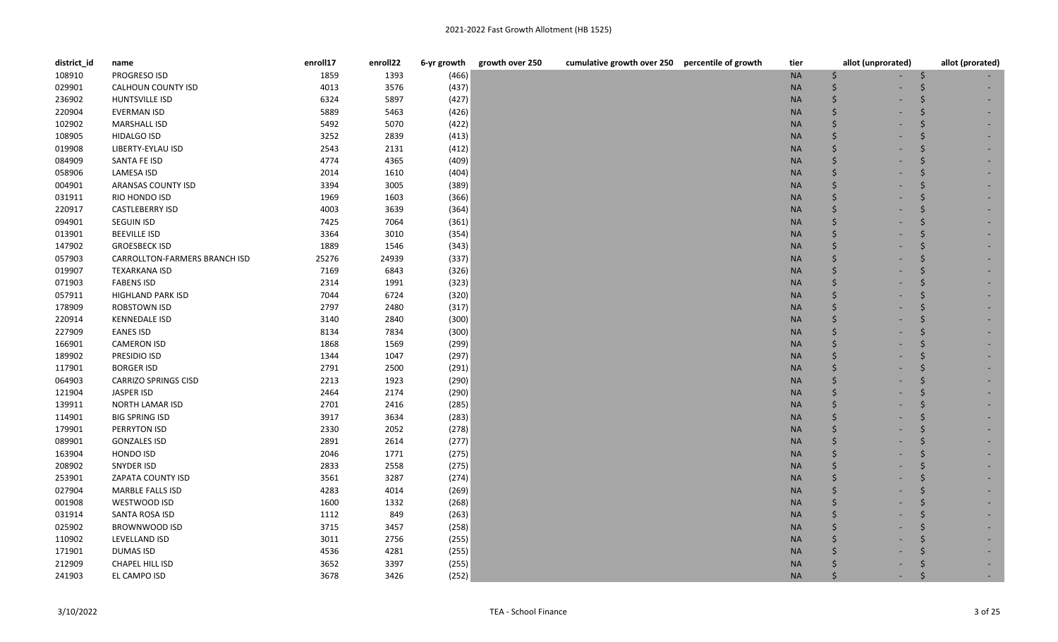2021-2022 Fast Growth Allotment (HB 1525)

| district_id | name | enroll17 | enroll22 | 6-yr growth | growth over 250 | cumulative growth over 250 | percentile of growth | tier | allot (unprorated) | allot (prorated) |
|---|---|---|---|---|---|---|---|---|---|---|
| 108910 | PROGRESO ISD | 1859 | 1393 | (466) | | | | NA | $ - | $ - |
| 029901 | CALHOUN COUNTY ISD | 4013 | 3576 | (437) | | | | NA | $ - | $ - |
| 236902 | HUNTSVILLE ISD | 6324 | 5897 | (427) | | | | NA | $ - | $ - |
| 220904 | EVERMAN ISD | 5889 | 5463 | (426) | | | | NA | $ - | $ - |
| 102902 | MARSHALL ISD | 5492 | 5070 | (422) | | | | NA | $ - | $ - |
| 108905 | HIDALGO ISD | 3252 | 2839 | (413) | | | | NA | $ - | $ - |
| 019908 | LIBERTY-EYLAU ISD | 2543 | 2131 | (412) | | | | NA | $ - | $ - |
| 084909 | SANTA FE ISD | 4774 | 4365 | (409) | | | | NA | $ - | $ - |
| 058906 | LAMESA ISD | 2014 | 1610 | (404) | | | | NA | $ - | $ - |
| 004901 | ARANSAS COUNTY ISD | 3394 | 3005 | (389) | | | | NA | $ - | $ - |
| 031911 | RIO HONDO ISD | 1969 | 1603 | (366) | | | | NA | $ - | $ - |
| 220917 | CASTLEBERRY ISD | 4003 | 3639 | (364) | | | | NA | $ - | $ - |
| 094901 | SEGUIN ISD | 7425 | 7064 | (361) | | | | NA | $ - | $ - |
| 013901 | BEEVILLE ISD | 3364 | 3010 | (354) | | | | NA | $ - | $ - |
| 147902 | GROESBECK ISD | 1889 | 1546 | (343) | | | | NA | $ - | $ - |
| 057903 | CARROLLTON-FARMERS BRANCH ISD | 25276 | 24939 | (337) | | | | NA | $ - | $ - |
| 019907 | TEXARKANA ISD | 7169 | 6843 | (326) | | | | NA | $ - | $ - |
| 071903 | FABENS ISD | 2314 | 1991 | (323) | | | | NA | $ - | $ - |
| 057911 | HIGHLAND PARK ISD | 7044 | 6724 | (320) | | | | NA | $ - | $ - |
| 178909 | ROBSTOWN ISD | 2797 | 2480 | (317) | | | | NA | $ - | $ - |
| 220914 | KENNEDALE ISD | 3140 | 2840 | (300) | | | | NA | $ - | $ - |
| 227909 | EANES ISD | 8134 | 7834 | (300) | | | | NA | $ - | $ - |
| 166901 | CAMERON ISD | 1868 | 1569 | (299) | | | | NA | $ - | $ - |
| 189902 | PRESIDIO ISD | 1344 | 1047 | (297) | | | | NA | $ - | $ - |
| 117901 | BORGER ISD | 2791 | 2500 | (291) | | | | NA | $ - | $ - |
| 064903 | CARRIZO SPRINGS CISD | 2213 | 1923 | (290) | | | | NA | $ - | $ - |
| 121904 | JASPER ISD | 2464 | 2174 | (290) | | | | NA | $ - | $ - |
| 139911 | NORTH LAMAR ISD | 2701 | 2416 | (285) | | | | NA | $ - | $ - |
| 114901 | BIG SPRING ISD | 3917 | 3634 | (283) | | | | NA | $ - | $ - |
| 179901 | PERRYTON ISD | 2330 | 2052 | (278) | | | | NA | $ - | $ - |
| 089901 | GONZALES ISD | 2891 | 2614 | (277) | | | | NA | $ - | $ - |
| 163904 | HONDO ISD | 2046 | 1771 | (275) | | | | NA | $ - | $ - |
| 208902 | SNYDER ISD | 2833 | 2558 | (275) | | | | NA | $ - | $ - |
| 253901 | ZAPATA COUNTY ISD | 3561 | 3287 | (274) | | | | NA | $ - | $ - |
| 027904 | MARBLE FALLS ISD | 4283 | 4014 | (269) | | | | NA | $ - | $ - |
| 001908 | WESTWOOD ISD | 1600 | 1332 | (268) | | | | NA | $ - | $ - |
| 031914 | SANTA ROSA ISD | 1112 | 849 | (263) | | | | NA | $ - | $ - |
| 025902 | BROWNWOOD ISD | 3715 | 3457 | (258) | | | | NA | $ - | $ - |
| 110902 | LEVELLAND ISD | 3011 | 2756 | (255) | | | | NA | $ - | $ - |
| 171901 | DUMAS ISD | 4536 | 4281 | (255) | | | | NA | $ - | $ - |
| 212909 | CHAPEL HILL ISD | 3652 | 3397 | (255) | | | | NA | $ - | $ - |
| 241903 | EL CAMPO ISD | 3678 | 3426 | (252) | | | | NA | $ - | $ - |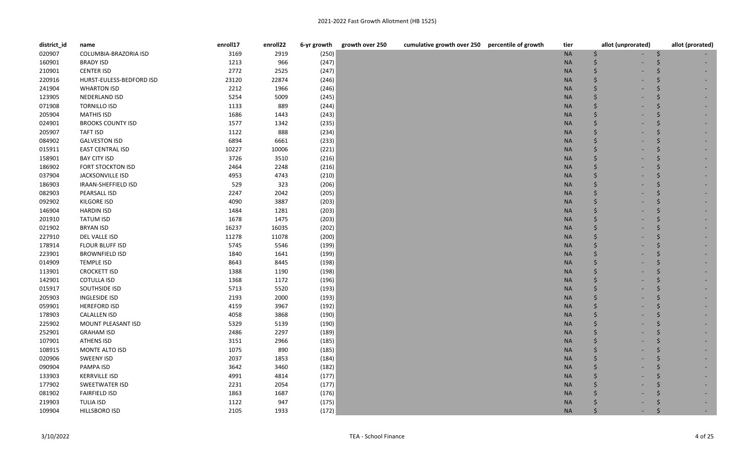| district_id | name | enroll17 | enroll22 | 6-yr growth | growth over 250 | cumulative growth over 250 | percentile of growth | tier | allot (unprorated) | allot (prorated) |
|---|---|---|---|---|---|---|---|---|---|---|
| 020907 | COLUMBIA-BRAZORIA ISD | 3169 | 2919 | (250) | | | | NA | $ - | $ - |
| 160901 | BRADY ISD | 1213 | 966 | (247) | | | | NA | $ - | $ - |
| 210901 | CENTER ISD | 2772 | 2525 | (247) | | | | NA | $ - | $ - |
| 220916 | HURST-EULESS-BEDFORD ISD | 23120 | 22874 | (246) | | | | NA | $ - | $ - |
| 241904 | WHARTON ISD | 2212 | 1966 | (246) | | | | NA | $ - | $ - |
| 123905 | NEDERLAND ISD | 5254 | 5009 | (245) | | | | NA | $ - | $ - |
| 071908 | TORNILLO ISD | 1133 | 889 | (244) | | | | NA | $ - | $ - |
| 205904 | MATHIS ISD | 1686 | 1443 | (243) | | | | NA | $ - | $ - |
| 024901 | BROOKS COUNTY ISD | 1577 | 1342 | (235) | | | | NA | $ - | $ - |
| 205907 | TAFT ISD | 1122 | 888 | (234) | | | | NA | $ - | $ - |
| 084902 | GALVESTON ISD | 6894 | 6661 | (233) | | | | NA | $ - | $ - |
| 015911 | EAST CENTRAL ISD | 10227 | 10006 | (221) | | | | NA | $ - | $ - |
| 158901 | BAY CITY ISD | 3726 | 3510 | (216) | | | | NA | $ - | $ - |
| 186902 | FORT STOCKTON ISD | 2464 | 2248 | (216) | | | | NA | $ - | $ - |
| 037904 | JACKSONVILLE ISD | 4953 | 4743 | (210) | | | | NA | $ - | $ - |
| 186903 | IRAAN-SHEFFIELD ISD | 529 | 323 | (206) | | | | NA | $ - | $ - |
| 082903 | PEARSALL ISD | 2247 | 2042 | (205) | | | | NA | $ - | $ - |
| 092902 | KILGORE ISD | 4090 | 3887 | (203) | | | | NA | $ - | $ - |
| 146904 | HARDIN ISD | 1484 | 1281 | (203) | | | | NA | $ - | $ - |
| 201910 | TATUM ISD | 1678 | 1475 | (203) | | | | NA | $ - | $ - |
| 021902 | BRYAN ISD | 16237 | 16035 | (202) | | | | NA | $ - | $ - |
| 227910 | DEL VALLE ISD | 11278 | 11078 | (200) | | | | NA | $ - | $ - |
| 178914 | FLOUR BLUFF ISD | 5745 | 5546 | (199) | | | | NA | $ - | $ - |
| 223901 | BROWNFIELD ISD | 1840 | 1641 | (199) | | | | NA | $ - | $ - |
| 014909 | TEMPLE ISD | 8643 | 8445 | (198) | | | | NA | $ - | $ - |
| 113901 | CROCKETT ISD | 1388 | 1190 | (198) | | | | NA | $ - | $ - |
| 142901 | COTULLA ISD | 1368 | 1172 | (196) | | | | NA | $ - | $ - |
| 015917 | SOUTHSIDE ISD | 5713 | 5520 | (193) | | | | NA | $ - | $ - |
| 205903 | INGLESIDE ISD | 2193 | 2000 | (193) | | | | NA | $ - | $ - |
| 059901 | HEREFORD ISD | 4159 | 3967 | (192) | | | | NA | $ - | $ - |
| 178903 | CALALLEN ISD | 4058 | 3868 | (190) | | | | NA | $ - | $ - |
| 225902 | MOUNT PLEASANT ISD | 5329 | 5139 | (190) | | | | NA | $ - | $ - |
| 252901 | GRAHAM ISD | 2486 | 2297 | (189) | | | | NA | $ - | $ - |
| 107901 | ATHENS ISD | 3151 | 2966 | (185) | | | | NA | $ - | $ - |
| 108915 | MONTE ALTO ISD | 1075 | 890 | (185) | | | | NA | $ - | $ - |
| 020906 | SWEENY ISD | 2037 | 1853 | (184) | | | | NA | $ - | $ - |
| 090904 | PAMPA ISD | 3642 | 3460 | (182) | | | | NA | $ - | $ - |
| 133903 | KERRVILLE ISD | 4991 | 4814 | (177) | | | | NA | $ - | $ - |
| 177902 | SWEETWATER ISD | 2231 | 2054 | (177) | | | | NA | $ - | $ - |
| 081902 | FAIRFIELD ISD | 1863 | 1687 | (176) | | | | NA | $ - | $ - |
| 219903 | TULIA ISD | 1122 | 947 | (175) | | | | NA | $ - | $ - |
| 109904 | HILLSBORO ISD | 2105 | 1933 | (172) | | | | NA | $ - | $ - |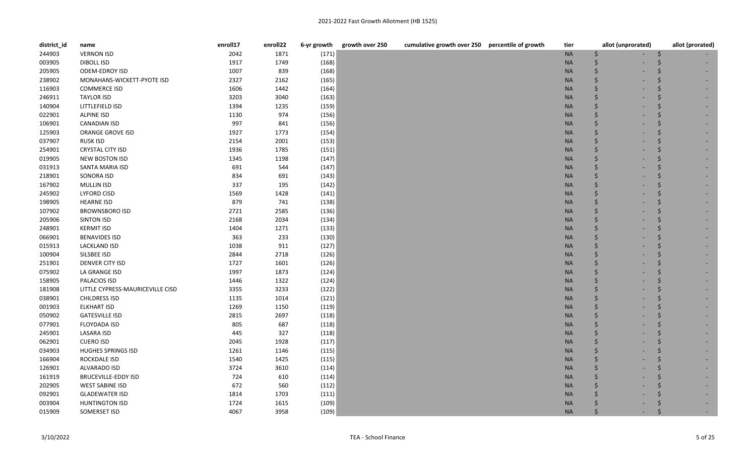| district_id | name | enroll17 | enroll22 | 6-yr growth | growth over 250 | cumulative growth over 250 | percentile of growth | tier | allot (unprorated) | allot (prorated) |
|---|---|---|---|---|---|---|---|---|---|---|
| 244903 | VERNON ISD | 2042 | 1871 | (171) | | | | NA | $ - | $ - |
| 003905 | DIBOLL ISD | 1917 | 1749 | (168) | | | | NA | $ - | $ - |
| 205905 | ODEM-EDROY ISD | 1007 | 839 | (168) | | | | NA | $ - | $ - |
| 238902 | MONAHANS-WICKETT-PYOTE ISD | 2327 | 2162 | (165) | | | | NA | $ - | $ - |
| 116903 | COMMERCE ISD | 1606 | 1442 | (164) | | | | NA | $ - | $ - |
| 246911 | TAYLOR ISD | 3203 | 3040 | (163) | | | | NA | $ - | $ - |
| 140904 | LITTLEFIELD ISD | 1394 | 1235 | (159) | | | | NA | $ - | $ - |
| 022901 | ALPINE ISD | 1130 | 974 | (156) | | | | NA | $ - | $ - |
| 106901 | CANADIAN ISD | 997 | 841 | (156) | | | | NA | $ - | $ - |
| 125903 | ORANGE GROVE ISD | 1927 | 1773 | (154) | | | | NA | $ - | $ - |
| 037907 | RUSK ISD | 2154 | 2001 | (153) | | | | NA | $ - | $ - |
| 254901 | CRYSTAL CITY ISD | 1936 | 1785 | (151) | | | | NA | $ - | $ - |
| 019905 | NEW BOSTON ISD | 1345 | 1198 | (147) | | | | NA | $ - | $ - |
| 031913 | SANTA MARIA ISD | 691 | 544 | (147) | | | | NA | $ - | $ - |
| 218901 | SONORA ISD | 834 | 691 | (143) | | | | NA | $ - | $ - |
| 167902 | MULLIN ISD | 337 | 195 | (142) | | | | NA | $ - | $ - |
| 245902 | LYFORD CISD | 1569 | 1428 | (141) | | | | NA | $ - | $ - |
| 198905 | HEARNE ISD | 879 | 741 | (138) | | | | NA | $ - | $ - |
| 107902 | BROWNSBORO ISD | 2721 | 2585 | (136) | | | | NA | $ - | $ - |
| 205906 | SINTON ISD | 2168 | 2034 | (134) | | | | NA | $ - | $ - |
| 248901 | KERMIT ISD | 1404 | 1271 | (133) | | | | NA | $ - | $ - |
| 066901 | BENAVIDES ISD | 363 | 233 | (130) | | | | NA | $ - | $ - |
| 015913 | LACKLAND ISD | 1038 | 911 | (127) | | | | NA | $ - | $ - |
| 100904 | SILSBEE ISD | 2844 | 2718 | (126) | | | | NA | $ - | $ - |
| 251901 | DENVER CITY ISD | 1727 | 1601 | (126) | | | | NA | $ - | $ - |
| 075902 | LA GRANGE ISD | 1997 | 1873 | (124) | | | | NA | $ - | $ - |
| 158905 | PALACIOS ISD | 1446 | 1322 | (124) | | | | NA | $ - | $ - |
| 181908 | LITTLE CYPRESS-MAURICEVILLE CISD | 3355 | 3233 | (122) | | | | NA | $ - | $ - |
| 038901 | CHILDRESS ISD | 1135 | 1014 | (121) | | | | NA | $ - | $ - |
| 001903 | ELKHART ISD | 1269 | 1150 | (119) | | | | NA | $ - | $ - |
| 050902 | GATESVILLE ISD | 2815 | 2697 | (118) | | | | NA | $ - | $ - |
| 077901 | FLOYDADA ISD | 805 | 687 | (118) | | | | NA | $ - | $ - |
| 245901 | LASARA ISD | 445 | 327 | (118) | | | | NA | $ - | $ - |
| 062901 | CUERO ISD | 2045 | 1928 | (117) | | | | NA | $ - | $ - |
| 034903 | HUGHES SPRINGS ISD | 1261 | 1146 | (115) | | | | NA | $ - | $ - |
| 166904 | ROCKDALE ISD | 1540 | 1425 | (115) | | | | NA | $ - | $ - |
| 126901 | ALVARADO ISD | 3724 | 3610 | (114) | | | | NA | $ - | $ - |
| 161919 | BRUCEVILLE-EDDY ISD | 724 | 610 | (114) | | | | NA | $ - | $ - |
| 202905 | WEST SABINE ISD | 672 | 560 | (112) | | | | NA | $ - | $ - |
| 092901 | GLADEWATER ISD | 1814 | 1703 | (111) | | | | NA | $ - | $ - |
| 003904 | HUNTINGTON ISD | 1724 | 1615 | (109) | | | | NA | $ - | $ - |
| 015909 | SOMERSET ISD | 4067 | 3958 | (109) | | | | NA | $ - | $ - |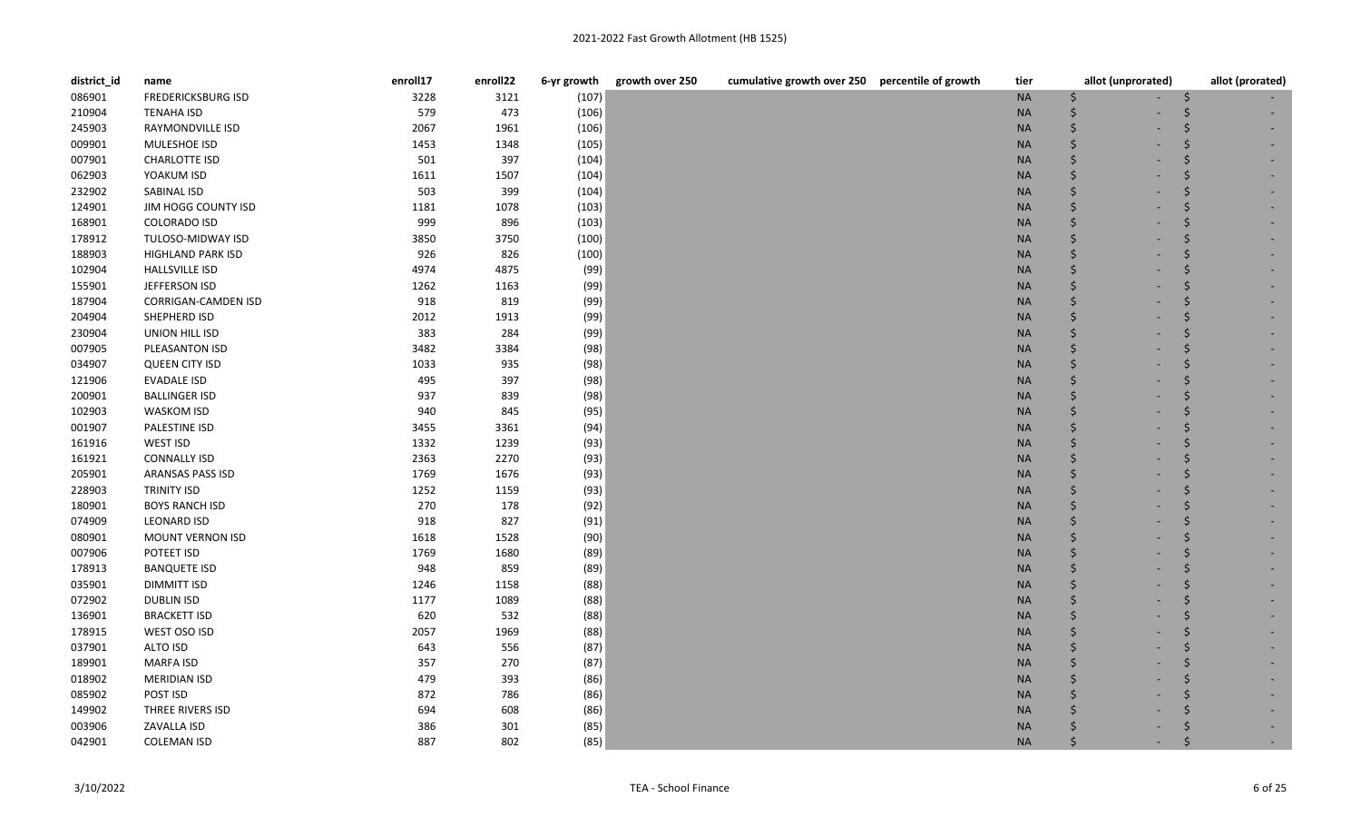# 2021-2022 Fast Growth Allotment (HB 1525)

| district_id | name | enroll17 | enroll22 | 6-yr growth | growth over 250 | cumulative growth over 250 | percentile of growth | tier | allot (unprorated) | allot (prorated) |
|---|---|---|---|---|---|---|---|---|---|---|
| 086901 | FREDERICKSBURG ISD | 3228 | 3121 | (107) | | | | NA | $ - | $ - |
| 210904 | TENAHA ISD | 579 | 473 | (106) | | | | NA | $ - | $ - |
| 245903 | RAYMONDVILLE ISD | 2067 | 1961 | (106) | | | | NA | $ - | $ - |
| 009901 | MULESHOE ISD | 1453 | 1348 | (105) | | | | NA | $ - | $ - |
| 007901 | CHARLOTTE ISD | 501 | 397 | (104) | | | | NA | $ - | $ - |
| 062903 | YOAKUM ISD | 1611 | 1507 | (104) | | | | NA | $ - | $ - |
| 232902 | SABINAL ISD | 503 | 399 | (104) | | | | NA | $ - | $ - |
| 124901 | JIM HOGG COUNTY ISD | 1181 | 1078 | (103) | | | | NA | $ - | $ - |
| 168901 | COLORADO ISD | 999 | 896 | (103) | | | | NA | $ - | $ - |
| 178912 | TULOSO-MIDWAY ISD | 3850 | 3750 | (100) | | | | NA | $ - | $ - |
| 188903 | HIGHLAND PARK ISD | 926 | 826 | (100) | | | | NA | $ - | $ - |
| 102904 | HALLSVILLE ISD | 4974 | 4875 | (99) | | | | NA | $ - | $ - |
| 155901 | JEFFERSON ISD | 1262 | 1163 | (99) | | | | NA | $ - | $ - |
| 187904 | CORRIGAN-CAMDEN ISD | 918 | 819 | (99) | | | | NA | $ - | $ - |
| 204904 | SHEPHERD ISD | 2012 | 1913 | (99) | | | | NA | $ - | $ - |
| 230904 | UNION HILL ISD | 383 | 284 | (99) | | | | NA | $ - | $ - |
| 007905 | PLEASANTON ISD | 3482 | 3384 | (98) | | | | NA | $ - | $ - |
| 034907 | QUEEN CITY ISD | 1033 | 935 | (98) | | | | NA | $ - | $ - |
| 121906 | EVADALE ISD | 495 | 397 | (98) | | | | NA | $ - | $ - |
| 200901 | BALLINGER ISD | 937 | 839 | (98) | | | | NA | $ - | $ - |
| 102903 | WASKOM ISD | 940 | 845 | (95) | | | | NA | $ - | $ - |
| 001907 | PALESTINE ISD | 3455 | 3361 | (94) | | | | NA | $ - | $ - |
| 161916 | WEST ISD | 1332 | 1239 | (93) | | | | NA | $ - | $ - |
| 161921 | CONNALLY ISD | 2363 | 2270 | (93) | | | | NA | $ - | $ - |
| 205901 | ARANSAS PASS ISD | 1769 | 1676 | (93) | | | | NA | $ - | $ - |
| 228903 | TRINITY ISD | 1252 | 1159 | (93) | | | | NA | $ - | $ - |
| 180901 | BOYS RANCH ISD | 270 | 178 | (92) | | | | NA | $ - | $ - |
| 074909 | LEONARD ISD | 918 | 827 | (91) | | | | NA | $ - | $ - |
| 080901 | MOUNT VERNON ISD | 1618 | 1528 | (90) | | | | NA | $ - | $ - |
| 007906 | POTEET ISD | 1769 | 1680 | (89) | | | | NA | $ - | $ - |
| 178913 | BANQUETE ISD | 948 | 859 | (89) | | | | NA | $ - | $ - |
| 035901 | DIMMITT ISD | 1246 | 1158 | (88) | | | | NA | $ - | $ - |
| 072902 | DUBLIN ISD | 1177 | 1089 | (88) | | | | NA | $ - | $ - |
| 136901 | BRACKETT ISD | 620 | 532 | (88) | | | | NA | $ - | $ - |
| 178915 | WEST OSO ISD | 2057 | 1969 | (88) | | | | NA | $ - | $ - |
| 037901 | ALTO ISD | 643 | 556 | (87) | | | | NA | $ - | $ - |
| 189901 | MARFA ISD | 357 | 270 | (87) | | | | NA | $ - | $ - |
| 018902 | MERIDIAN ISD | 479 | 393 | (86) | | | | NA | $ - | $ - |
| 085902 | POST ISD | 872 | 786 | (86) | | | | NA | $ - | $ - |
| 149902 | THREE RIVERS ISD | 694 | 608 | (86) | | | | NA | $ - | $ - |
| 003906 | ZAVALLA ISD | 386 | 301 | (85) | | | | NA | $ - | $ - |
| 042901 | COLEMAN ISD | 887 | 802 | (85) | | | | NA | $ - | $ - |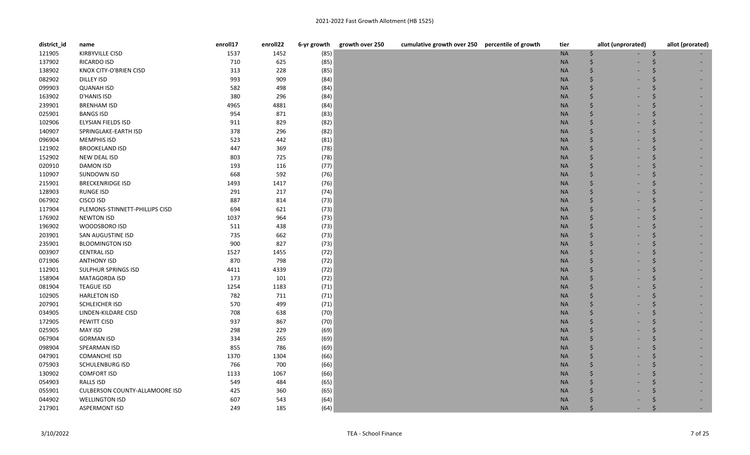# 2021-2022 Fast Growth Allotment (HB 1525)

| district_id | name | enroll17 | enroll22 | 6-yr growth | growth over 250 | cumulative growth over 250 | percentile of growth | tier | allot (unprorated) | allot (prorated) |
|---|---|---|---|---|---|---|---|---|---|---|
| 121905 | KIRBYVILLE CISD | 1537 | 1452 | (85) | | | | NA | $ - | $ - |
| 137902 | RICARDO ISD | 710 | 625 | (85) | | | | NA | $ - | $ - |
| 138902 | KNOX CITY-O'BRIEN CISD | 313 | 228 | (85) | | | | NA | $ - | $ - |
| 082902 | DILLEY ISD | 993 | 909 | (84) | | | | NA | $ - | $ - |
| 099903 | QUANAH ISD | 582 | 498 | (84) | | | | NA | $ - | $ - |
| 163902 | D'HANIS ISD | 380 | 296 | (84) | | | | NA | $ - | $ - |
| 239901 | BRENHAM ISD | 4965 | 4881 | (84) | | | | NA | $ - | $ - |
| 025901 | BANGS ISD | 954 | 871 | (83) | | | | NA | $ - | $ - |
| 102906 | ELYSIAN FIELDS ISD | 911 | 829 | (82) | | | | NA | $ - | $ - |
| 140907 | SPRINGLAKE-EARTH ISD | 378 | 296 | (82) | | | | NA | $ - | $ - |
| 096904 | MEMPHIS ISD | 523 | 442 | (81) | | | | NA | $ - | $ - |
| 121902 | BROOKELAND ISD | 447 | 369 | (78) | | | | NA | $ - | $ - |
| 152902 | NEW DEAL ISD | 803 | 725 | (78) | | | | NA | $ - | $ - |
| 020910 | DAMON ISD | 193 | 116 | (77) | | | | NA | $ - | $ - |
| 110907 | SUNDOWN ISD | 668 | 592 | (76) | | | | NA | $ - | $ - |
| 215901 | BRECKENRIDGE ISD | 1493 | 1417 | (76) | | | | NA | $ - | $ - |
| 128903 | RUNGE ISD | 291 | 217 | (74) | | | | NA | $ - | $ - |
| 067902 | CISCO ISD | 887 | 814 | (73) | | | | NA | $ - | $ - |
| 117904 | PLEMONS-STINNETT-PHILLIPS CISD | 694 | 621 | (73) | | | | NA | $ - | $ - |
| 176902 | NEWTON ISD | 1037 | 964 | (73) | | | | NA | $ - | $ - |
| 196902 | WOODSBORO ISD | 511 | 438 | (73) | | | | NA | $ - | $ - |
| 203901 | SAN AUGUSTINE ISD | 735 | 662 | (73) | | | | NA | $ - | $ - |
| 235901 | BLOOMINGTON ISD | 900 | 827 | (73) | | | | NA | $ - | $ - |
| 003907 | CENTRAL ISD | 1527 | 1455 | (72) | | | | NA | $ - | $ - |
| 071906 | ANTHONY ISD | 870 | 798 | (72) | | | | NA | $ - | $ - |
| 112901 | SULPHUR SPRINGS ISD | 4411 | 4339 | (72) | | | | NA | $ - | $ - |
| 158904 | MATAGORDA ISD | 173 | 101 | (72) | | | | NA | $ - | $ - |
| 081904 | TEAGUE ISD | 1254 | 1183 | (71) | | | | NA | $ - | $ - |
| 102905 | HARLETON ISD | 782 | 711 | (71) | | | | NA | $ - | $ - |
| 207901 | SCHLEICHER ISD | 570 | 499 | (71) | | | | NA | $ - | $ - |
| 034905 | LINDEN-KILDARE CISD | 708 | 638 | (70) | | | | NA | $ - | $ - |
| 172905 | PEWITT CISD | 937 | 867 | (70) | | | | NA | $ - | $ - |
| 025905 | MAY ISD | 298 | 229 | (69) | | | | NA | $ - | $ - |
| 067904 | GORMAN ISD | 334 | 265 | (69) | | | | NA | $ - | $ - |
| 098904 | SPEARMAN ISD | 855 | 786 | (69) | | | | NA | $ - | $ - |
| 047901 | COMANCHE ISD | 1370 | 1304 | (66) | | | | NA | $ - | $ - |
| 075903 | SCHULENBURG ISD | 766 | 700 | (66) | | | | NA | $ - | $ - |
| 130902 | COMFORT ISD | 1133 | 1067 | (66) | | | | NA | $ - | $ - |
| 054903 | RALLS ISD | 549 | 484 | (65) | | | | NA | $ - | $ - |
| 055901 | CULBERSON COUNTY-ALLAMOORE ISD | 425 | 360 | (65) | | | | NA | $ - | $ - |
| 044902 | WELLINGTON ISD | 607 | 543 | (64) | | | | NA | $ - | $ - |
| 217901 | ASPERMONT ISD | 249 | 185 | (64) | | | | NA | $ - | $ - |

3/10/2022 TEA - School Finance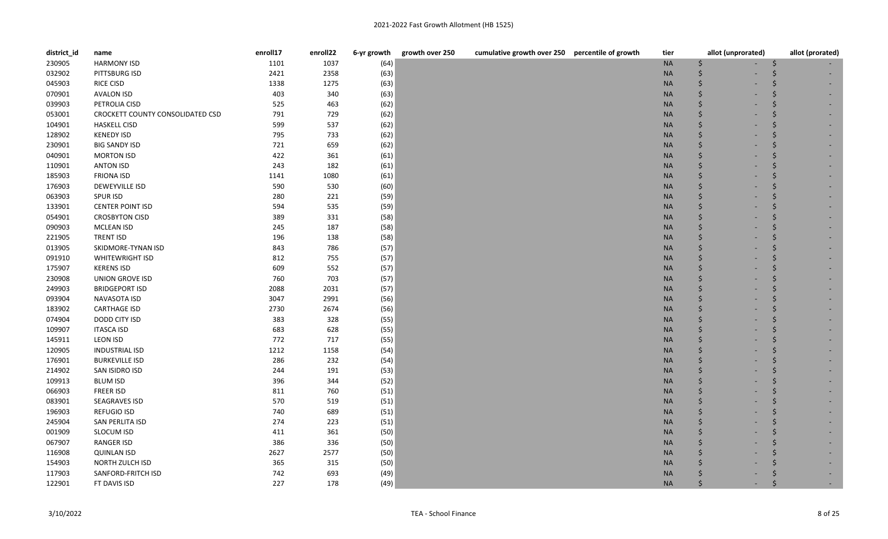| district_id | name | enroll17 | enroll22 | 6-yr growth | growth over 250 | cumulative growth over 250 | percentile of growth | tier | allot (unprorated) | allot (prorated) |
|---|---|---|---|---|---|---|---|---|---|---|
| 230905 | HARMONY ISD | 1101 | 1037 | (64) | | | | NA | $ - | $ - |
| 032902 | PITTSBURG ISD | 2421 | 2358 | (63) | | | | NA | $ - | $ - |
| 045903 | RICE CISD | 1338 | 1275 | (63) | | | | NA | $ - | $ - |
| 070901 | AVALON ISD | 403 | 340 | (63) | | | | NA | $ - | $ - |
| 039903 | PETROLIA CISD | 525 | 463 | (62) | | | | NA | $ - | $ - |
| 053001 | CROCKETT COUNTY CONSOLIDATED CSD | 791 | 729 | (62) | | | | NA | $ - | $ - |
| 104901 | HASKELL CISD | 599 | 537 | (62) | | | | NA | $ - | $ - |
| 128902 | KENEDY ISD | 795 | 733 | (62) | | | | NA | $ - | $ - |
| 230901 | BIG SANDY ISD | 721 | 659 | (62) | | | | NA | $ - | $ - |
| 040901 | MORTON ISD | 422 | 361 | (61) | | | | NA | $ - | $ - |
| 110901 | ANTON ISD | 243 | 182 | (61) | | | | NA | $ - | $ - |
| 185903 | FRIONA ISD | 1141 | 1080 | (61) | | | | NA | $ - | $ - |
| 176903 | DEWEYVILLE ISD | 590 | 530 | (60) | | | | NA | $ - | $ - |
| 063903 | SPUR ISD | 280 | 221 | (59) | | | | NA | $ - | $ - |
| 133901 | CENTER POINT ISD | 594 | 535 | (59) | | | | NA | $ - | $ - |
| 054901 | CROSBYTON CISD | 389 | 331 | (58) | | | | NA | $ - | $ - |
| 090903 | MCLEAN ISD | 245 | 187 | (58) | | | | NA | $ - | $ - |
| 221905 | TRENT ISD | 196 | 138 | (58) | | | | NA | $ - | $ - |
| 013905 | SKIDMORE-TYNAN ISD | 843 | 786 | (57) | | | | NA | $ - | $ - |
| 091910 | WHITEWRIGHT ISD | 812 | 755 | (57) | | | | NA | $ - | $ - |
| 175907 | KERENS ISD | 609 | 552 | (57) | | | | NA | $ - | $ - |
| 230908 | UNION GROVE ISD | 760 | 703 | (57) | | | | NA | $ - | $ - |
| 249903 | BRIDGEPORT ISD | 2088 | 2031 | (57) | | | | NA | $ - | $ - |
| 093904 | NAVASOTA ISD | 3047 | 2991 | (56) | | | | NA | $ - | $ - |
| 183902 | CARTHAGE ISD | 2730 | 2674 | (56) | | | | NA | $ - | $ - |
| 074904 | DODD CITY ISD | 383 | 328 | (55) | | | | NA | $ - | $ - |
| 109907 | ITASCA ISD | 683 | 628 | (55) | | | | NA | $ - | $ - |
| 145911 | LEON ISD | 772 | 717 | (55) | | | | NA | $ - | $ - |
| 120905 | INDUSTRIAL ISD | 1212 | 1158 | (54) | | | | NA | $ - | $ - |
| 176901 | BURKEVILLE ISD | 286 | 232 | (54) | | | | NA | $ - | $ - |
| 214902 | SAN ISIDRO ISD | 244 | 191 | (53) | | | | NA | $ - | $ - |
| 109913 | BLUM ISD | 396 | 344 | (52) | | | | NA | $ - | $ - |
| 066903 | FREER ISD | 811 | 760 | (51) | | | | NA | $ - | $ - |
| 083901 | SEAGRAVES ISD | 570 | 519 | (51) | | | | NA | $ - | $ - |
| 196903 | REFUGIO ISD | 740 | 689 | (51) | | | | NA | $ - | $ - |
| 245904 | SAN PERLITA ISD | 274 | 223 | (51) | | | | NA | $ - | $ - |
| 001909 | SLOCUM ISD | 411 | 361 | (50) | | | | NA | $ - | $ - |
| 067907 | RANGER ISD | 386 | 336 | (50) | | | | NA | $ - | $ - |
| 116908 | QUINLAN ISD | 2627 | 2577 | (50) | | | | NA | $ - | $ - |
| 154903 | NORTH ZULCH ISD | 365 | 315 | (50) | | | | NA | $ - | $ - |
| 117903 | SANFORD-FRITCH ISD | 742 | 693 | (49) | | | | NA | $ - | $ - |
| 122901 | FT DAVIS ISD | 227 | 178 | (49) | | | | NA | $ - | $ - |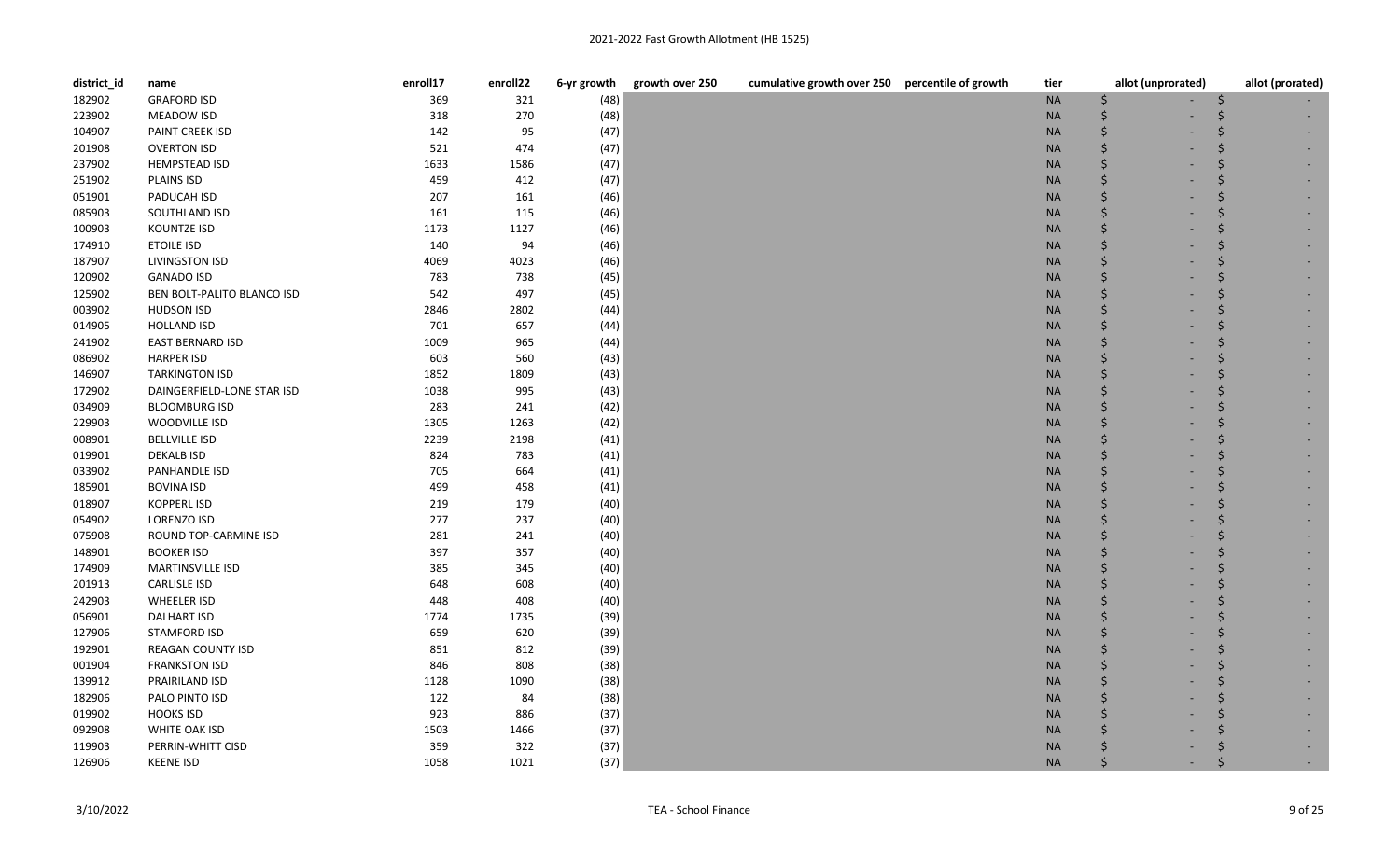| district_id | name | enroll17 | enroll22 | 6-yr growth | growth over 250 | cumulative growth over 250 | percentile of growth | tier | allot (unprorated) | allot (prorated) |
|---|---|---|---|---|---|---|---|---|---|---|
| 182902 | GRAFORD ISD | 369 | 321 | (48) | | | | NA | $ - | $ - |
| 223902 | MEADOW ISD | 318 | 270 | (48) | | | | NA | $ - | $ - |
| 104907 | PAINT CREEK ISD | 142 | 95 | (47) | | | | NA | $ - | $ - |
| 201908 | OVERTON ISD | 521 | 474 | (47) | | | | NA | $ - | $ - |
| 237902 | HEMPSTEAD ISD | 1633 | 1586 | (47) | | | | NA | $ - | $ - |
| 251902 | PLAINS ISD | 459 | 412 | (47) | | | | NA | $ - | $ - |
| 051901 | PADUCAH ISD | 207 | 161 | (46) | | | | NA | $ - | $ - |
| 085903 | SOUTHLAND ISD | 161 | 115 | (46) | | | | NA | $ - | $ - |
| 100903 | KOUNTZE ISD | 1173 | 1127 | (46) | | | | NA | $ - | $ - |
| 174910 | ETOILE ISD | 140 | 94 | (46) | | | | NA | $ - | $ - |
| 187907 | LIVINGSTON ISD | 4069 | 4023 | (46) | | | | NA | $ - | $ - |
| 120902 | GANADO ISD | 783 | 738 | (45) | | | | NA | $ - | $ - |
| 125902 | BEN BOLT-PALITO BLANCO ISD | 542 | 497 | (45) | | | | NA | $ - | $ - |
| 003902 | HUDSON ISD | 2846 | 2802 | (44) | | | | NA | $ - | $ - |
| 014905 | HOLLAND ISD | 701 | 657 | (44) | | | | NA | $ - | $ - |
| 241902 | EAST BERNARD ISD | 1009 | 965 | (44) | | | | NA | $ - | $ - |
| 086902 | HARPER ISD | 603 | 560 | (43) | | | | NA | $ - | $ - |
| 146907 | TARKINGTON ISD | 1852 | 1809 | (43) | | | | NA | $ - | $ - |
| 172902 | DAINGERFIELD-LONE STAR ISD | 1038 | 995 | (43) | | | | NA | $ - | $ - |
| 034909 | BLOOMBURG ISD | 283 | 241 | (42) | | | | NA | $ - | $ - |
| 229903 | WOODVILLE ISD | 1305 | 1263 | (42) | | | | NA | $ - | $ - |
| 008901 | BELLVILLE ISD | 2239 | 2198 | (41) | | | | NA | $ - | $ - |
| 019901 | DEKALB ISD | 824 | 783 | (41) | | | | NA | $ - | $ - |
| 033902 | PANHANDLE ISD | 705 | 664 | (41) | | | | NA | $ - | $ - |
| 185901 | BOVINA ISD | 499 | 458 | (41) | | | | NA | $ - | $ - |
| 018907 | KOPPERL ISD | 219 | 179 | (40) | | | | NA | $ - | $ - |
| 054902 | LORENZO ISD | 277 | 237 | (40) | | | | NA | $ - | $ - |
| 075908 | ROUND TOP-CARMINE ISD | 281 | 241 | (40) | | | | NA | $ - | $ - |
| 148901 | BOOKER ISD | 397 | 357 | (40) | | | | NA | $ - | $ - |
| 174909 | MARTINSVILLE ISD | 385 | 345 | (40) | | | | NA | $ - | $ - |
| 201913 | CARLISLE ISD | 648 | 608 | (40) | | | | NA | $ - | $ - |
| 242903 | WHEELER ISD | 448 | 408 | (40) | | | | NA | $ - | $ - |
| 056901 | DALHART ISD | 1774 | 1735 | (39) | | | | NA | $ - | $ - |
| 127906 | STAMFORD ISD | 659 | 620 | (39) | | | | NA | $ - | $ - |
| 192901 | REAGAN COUNTY ISD | 851 | 812 | (39) | | | | NA | $ - | $ - |
| 001904 | FRANKSTON ISD | 846 | 808 | (38) | | | | NA | $ - | $ - |
| 139912 | PRAIRILAND ISD | 1128 | 1090 | (38) | | | | NA | $ - | $ - |
| 182906 | PALO PINTO ISD | 122 | 84 | (38) | | | | NA | $ - | $ - |
| 019902 | HOOKS ISD | 923 | 886 | (37) | | | | NA | $ - | $ - |
| 092908 | WHITE OAK ISD | 1503 | 1466 | (37) | | | | NA | $ - | $ - |
| 119903 | PERRIN-WHITT CISD | 359 | 322 | (37) | | | | NA | $ - | $ - |
| 126906 | KEENE ISD | 1058 | 1021 | (37) | | | | NA | $ - | $ - |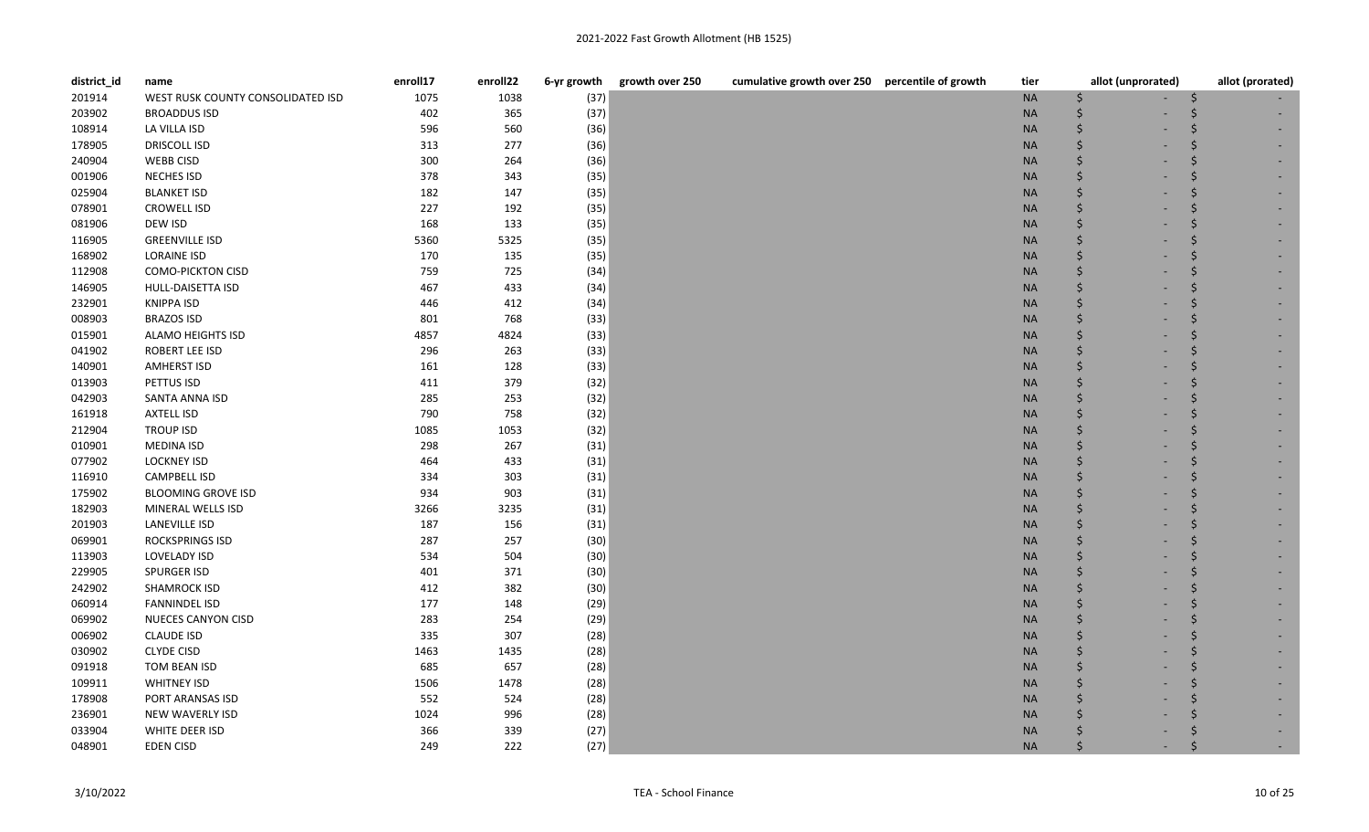| district_id | name | enroll17 | enroll22 | 6-yr growth | growth over 250 | cumulative growth over 250 | percentile of growth | tier | allot (unprorated) | allot (prorated) |
|---|---|---|---|---|---|---|---|---|---|---|
| 201914 | WEST RUSK COUNTY CONSOLIDATED ISD | 1075 | 1038 | (37) | | | | NA | $ - | $ - |
| 203902 | BROADDUS ISD | 402 | 365 | (37) | | | | NA | $ - | $ - |
| 108914 | LA VILLA ISD | 596 | 560 | (36) | | | | NA | $ - | $ - |
| 178905 | DRISCOLL ISD | 313 | 277 | (36) | | | | NA | $ - | $ - |
| 240904 | WEBB CISD | 300 | 264 | (36) | | | | NA | $ - | $ - |
| 001906 | NECHES ISD | 378 | 343 | (35) | | | | NA | $ - | $ - |
| 025904 | BLANKET ISD | 182 | 147 | (35) | | | | NA | $ - | $ - |
| 078901 | CROWELL ISD | 227 | 192 | (35) | | | | NA | $ - | $ - |
| 081906 | DEW ISD | 168 | 133 | (35) | | | | NA | $ - | $ - |
| 116905 | GREENVILLE ISD | 5360 | 5325 | (35) | | | | NA | $ - | $ - |
| 168902 | LORAINE ISD | 170 | 135 | (35) | | | | NA | $ - | $ - |
| 112908 | COMO-PICKTON CISD | 759 | 725 | (34) | | | | NA | $ - | $ - |
| 146905 | HULL-DAISETTA ISD | 467 | 433 | (34) | | | | NA | $ - | $ - |
| 232901 | KNIPPA ISD | 446 | 412 | (34) | | | | NA | $ - | $ - |
| 008903 | BRAZOS ISD | 801 | 768 | (33) | | | | NA | $ - | $ - |
| 015901 | ALAMO HEIGHTS ISD | 4857 | 4824 | (33) | | | | NA | $ - | $ - |
| 041902 | ROBERT LEE ISD | 296 | 263 | (33) | | | | NA | $ - | $ - |
| 140901 | AMHERST ISD | 161 | 128 | (33) | | | | NA | $ - | $ - |
| 013903 | PETTUS ISD | 411 | 379 | (32) | | | | NA | $ - | $ - |
| 042903 | SANTA ANNA ISD | 285 | 253 | (32) | | | | NA | $ - | $ - |
| 161918 | AXTELL ISD | 790 | 758 | (32) | | | | NA | $ - | $ - |
| 212904 | TROUP ISD | 1085 | 1053 | (32) | | | | NA | $ - | $ - |
| 010901 | MEDINA ISD | 298 | 267 | (31) | | | | NA | $ - | $ - |
| 077902 | LOCKNEY ISD | 464 | 433 | (31) | | | | NA | $ - | $ - |
| 116910 | CAMPBELL ISD | 334 | 303 | (31) | | | | NA | $ - | $ - |
| 175902 | BLOOMING GROVE ISD | 934 | 903 | (31) | | | | NA | $ - | $ - |
| 182903 | MINERAL WELLS ISD | 3266 | 3235 | (31) | | | | NA | $ - | $ - |
| 201903 | LANEVILLE ISD | 187 | 156 | (31) | | | | NA | $ - | $ - |
| 069901 | ROCKSPRINGS ISD | 287 | 257 | (30) | | | | NA | $ - | $ - |
| 113903 | LOVELADY ISD | 534 | 504 | (30) | | | | NA | $ - | $ - |
| 229905 | SPURGER ISD | 401 | 371 | (30) | | | | NA | $ - | $ - |
| 242902 | SHAMROCK ISD | 412 | 382 | (30) | | | | NA | $ - | $ - |
| 060914 | FANNINDEL ISD | 177 | 148 | (29) | | | | NA | $ - | $ - |
| 069902 | NUECES CANYON CISD | 283 | 254 | (29) | | | | NA | $ - | $ - |
| 006902 | CLAUDE ISD | 335 | 307 | (28) | | | | NA | $ - | $ - |
| 030902 | CLYDE CISD | 1463 | 1435 | (28) | | | | NA | $ - | $ - |
| 091918 | TOM BEAN ISD | 685 | 657 | (28) | | | | NA | $ - | $ - |
| 109911 | WHITNEY ISD | 1506 | 1478 | (28) | | | | NA | $ - | $ - |
| 178908 | PORT ARANSAS ISD | 552 | 524 | (28) | | | | NA | $ - | $ - |
| 236901 | NEW WAVERLY ISD | 1024 | 996 | (28) | | | | NA | $ - | $ - |
| 033904 | WHITE DEER ISD | 366 | 339 | (27) | | | | NA | $ - | $ - |
| 048901 | EDEN CISD | 249 | 222 | (27) | | | | NA | $ - | $ - |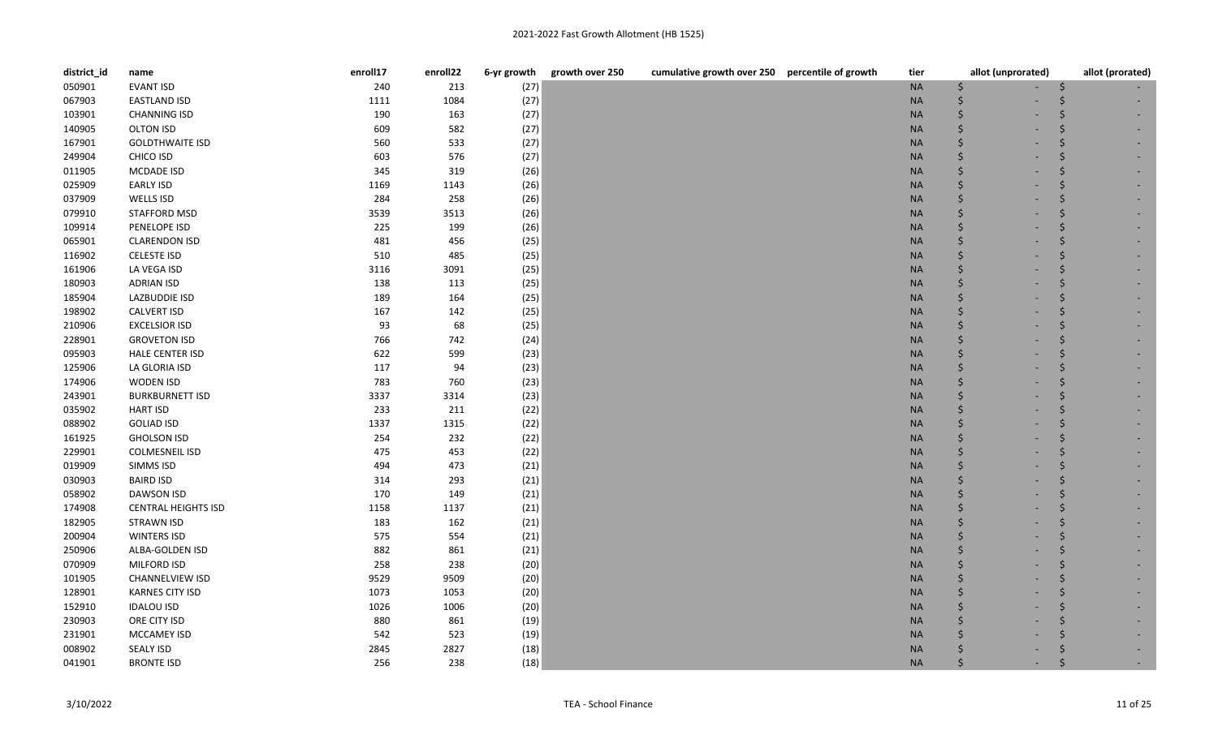# 2021-2022 Fast Growth Allotment (HB 1525)

| district_id | name | enroll17 | enroll22 | 6-yr growth | growth over 250 | cumulative growth over 250 | percentile of growth | tier | allot (unprorated) | allot (prorated) |
|---|---|---|---|---|---|---|---|---|---|---|
| 050901 | EVANT ISD | 240 | 213 | (27) | | | | NA | $ - | $ - |
| 067903 | EASTLAND ISD | 1111 | 1084 | (27) | | | | NA | $ - | $ - |
| 103901 | CHANNING ISD | 190 | 163 | (27) | | | | NA | $ - | $ - |
| 140905 | OLTON ISD | 609 | 582 | (27) | | | | NA | $ - | $ - |
| 167901 | GOLDTHWAITE ISD | 560 | 533 | (27) | | | | NA | $ - | $ - |
| 249904 | CHICO ISD | 603 | 576 | (27) | | | | NA | $ - | $ - |
| 011905 | MCDADE ISD | 345 | 319 | (26) | | | | NA | $ - | $ - |
| 025909 | EARLY ISD | 1169 | 1143 | (26) | | | | NA | $ - | $ - |
| 037909 | WELLS ISD | 284 | 258 | (26) | | | | NA | $ - | $ - |
| 079910 | STAFFORD MSD | 3539 | 3513 | (26) | | | | NA | $ - | $ - |
| 109914 | PENELOPE ISD | 225 | 199 | (26) | | | | NA | $ - | $ - |
| 065901 | CLARENDON ISD | 481 | 456 | (25) | | | | NA | $ - | $ - |
| 116902 | CELESTE ISD | 510 | 485 | (25) | | | | NA | $ - | $ - |
| 161906 | LA VEGA ISD | 3116 | 3091 | (25) | | | | NA | $ - | $ - |
| 180903 | ADRIAN ISD | 138 | 113 | (25) | | | | NA | $ - | $ - |
| 185904 | LAZBUDDIE ISD | 189 | 164 | (25) | | | | NA | $ - | $ - |
| 198902 | CALVERT ISD | 167 | 142 | (25) | | | | NA | $ - | $ - |
| 210906 | EXCELSIOR ISD | 93 | 68 | (25) | | | | NA | $ - | $ - |
| 228901 | GROVETON ISD | 766 | 742 | (24) | | | | NA | $ - | $ - |
| 095903 | HALE CENTER ISD | 622 | 599 | (23) | | | | NA | $ - | $ - |
| 125906 | LA GLORIA ISD | 117 | 94 | (23) | | | | NA | $ - | $ - |
| 174906 | WODEN ISD | 783 | 760 | (23) | | | | NA | $ - | $ - |
| 243901 | BURKBURNETT ISD | 3337 | 3314 | (23) | | | | NA | $ - | $ - |
| 035902 | HART ISD | 233 | 211 | (22) | | | | NA | $ - | $ - |
| 088902 | GOLIAD ISD | 1337 | 1315 | (22) | | | | NA | $ - | $ - |
| 161925 | GHOLSON ISD | 254 | 232 | (22) | | | | NA | $ - | $ - |
| 229901 | COLMESNEIL ISD | 475 | 453 | (22) | | | | NA | $ - | $ - |
| 019909 | SIMMS ISD | 494 | 473 | (21) | | | | NA | $ - | $ - |
| 030903 | BAIRD ISD | 314 | 293 | (21) | | | | NA | $ - | $ - |
| 058902 | DAWSON ISD | 170 | 149 | (21) | | | | NA | $ - | $ - |
| 174908 | CENTRAL HEIGHTS ISD | 1158 | 1137 | (21) | | | | NA | $ - | $ - |
| 182905 | STRAWN ISD | 183 | 162 | (21) | | | | NA | $ - | $ - |
| 200904 | WINTERS ISD | 575 | 554 | (21) | | | | NA | $ - | $ - |
| 250906 | ALBA-GOLDEN ISD | 882 | 861 | (21) | | | | NA | $ - | $ - |
| 070909 | MILFORD ISD | 258 | 238 | (20) | | | | NA | $ - | $ - |
| 101905 | CHANNELVIEW ISD | 9529 | 9509 | (20) | | | | NA | $ - | $ - |
| 128901 | KARNES CITY ISD | 1073 | 1053 | (20) | | | | NA | $ - | $ - |
| 152910 | IDALOU ISD | 1026 | 1006 | (20) | | | | NA | $ - | $ - |
| 230903 | ORE CITY ISD | 880 | 861 | (19) | | | | NA | $ - | $ - |
| 231901 | MCCAMEY ISD | 542 | 523 | (19) | | | | NA | $ - | $ - |
| 008902 | SEALY ISD | 2845 | 2827 | (18) | | | | NA | $ - | $ - |
| 041901 | BRONTE ISD | 256 | 238 | (18) | | | | NA | $ - | $ - |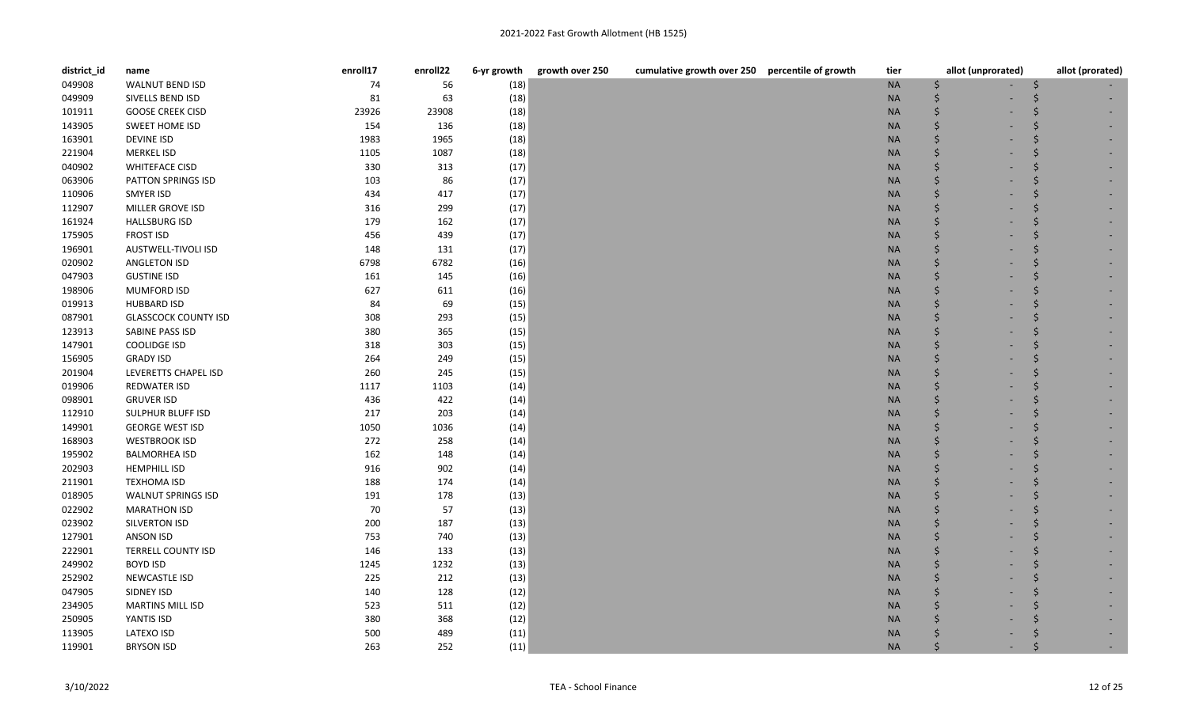# 2021-2022 Fast Growth Allotment (HB 1525)

| district_id | name | enroll17 | enroll22 | 6-yr growth | growth over 250 | cumulative growth over 250 | percentile of growth | tier | allot (unprorated) | allot (prorated) |
|---|---|---|---|---|---|---|---|---|---|---|
| 049908 | WALNUT BEND ISD | 74 | 56 | (18) | | | | NA | $ - | $ - |
| 049909 | SIVELLS BEND ISD | 81 | 63 | (18) | | | | NA | $ - | $ - |
| 101911 | GOOSE CREEK CISD | 23926 | 23908 | (18) | | | | NA | $ - | $ - |
| 143905 | SWEET HOME ISD | 154 | 136 | (18) | | | | NA | $ - | $ - |
| 163901 | DEVINE ISD | 1983 | 1965 | (18) | | | | NA | $ - | $ - |
| 221904 | MERKEL ISD | 1105 | 1087 | (18) | | | | NA | $ - | $ - |
| 040902 | WHITEFACE CISD | 330 | 313 | (17) | | | | NA | $ - | $ - |
| 063906 | PATTON SPRINGS ISD | 103 | 86 | (17) | | | | NA | $ - | $ - |
| 110906 | SMYER ISD | 434 | 417 | (17) | | | | NA | $ - | $ - |
| 112907 | MILLER GROVE ISD | 316 | 299 | (17) | | | | NA | $ - | $ - |
| 161924 | HALLSBURG ISD | 179 | 162 | (17) | | | | NA | $ - | $ - |
| 175905 | FROST ISD | 456 | 439 | (17) | | | | NA | $ - | $ - |
| 196901 | AUSTWELL-TIVOLI ISD | 148 | 131 | (17) | | | | NA | $ - | $ - |
| 020902 | ANGLETON ISD | 6798 | 6782 | (16) | | | | NA | $ - | $ - |
| 047903 | GUSTINE ISD | 161 | 145 | (16) | | | | NA | $ - | $ - |
| 198906 | MUMFORD ISD | 627 | 611 | (16) | | | | NA | $ - | $ - |
| 019913 | HUBBARD ISD | 84 | 69 | (15) | | | | NA | $ - | $ - |
| 087901 | GLASSCOCK COUNTY ISD | 308 | 293 | (15) | | | | NA | $ - | $ - |
| 123913 | SABINE PASS ISD | 380 | 365 | (15) | | | | NA | $ - | $ - |
| 147901 | COOLIDGE ISD | 318 | 303 | (15) | | | | NA | $ - | $ - |
| 156905 | GRADY ISD | 264 | 249 | (15) | | | | NA | $ - | $ - |
| 201904 | LEVERETTS CHAPEL ISD | 260 | 245 | (15) | | | | NA | $ - | $ - |
| 019906 | REDWATER ISD | 1117 | 1103 | (14) | | | | NA | $ - | $ - |
| 098901 | GRUVER ISD | 436 | 422 | (14) | | | | NA | $ - | $ - |
| 112910 | SULPHUR BLUFF ISD | 217 | 203 | (14) | | | | NA | $ - | $ - |
| 149901 | GEORGE WEST ISD | 1050 | 1036 | (14) | | | | NA | $ - | $ - |
| 168903 | WESTBROOK ISD | 272 | 258 | (14) | | | | NA | $ - | $ - |
| 195902 | BALMORHEA ISD | 162 | 148 | (14) | | | | NA | $ - | $ - |
| 202903 | HEMPHILL ISD | 916 | 902 | (14) | | | | NA | $ - | $ - |
| 211901 | TEXHOMA ISD | 188 | 174 | (14) | | | | NA | $ - | $ - |
| 018905 | WALNUT SPRINGS ISD | 191 | 178 | (13) | | | | NA | $ - | $ - |
| 022902 | MARATHON ISD | 70 | 57 | (13) | | | | NA | $ - | $ - |
| 023902 | SILVERTON ISD | 200 | 187 | (13) | | | | NA | $ - | $ - |
| 127901 | ANSON ISD | 753 | 740 | (13) | | | | NA | $ - | $ - |
| 222901 | TERRELL COUNTY ISD | 146 | 133 | (13) | | | | NA | $ - | $ - |
| 249902 | BOYD ISD | 1245 | 1232 | (13) | | | | NA | $ - | $ - |
| 252902 | NEWCASTLE ISD | 225 | 212 | (13) | | | | NA | $ - | $ - |
| 047905 | SIDNEY ISD | 140 | 128 | (12) | | | | NA | $ - | $ - |
| 234905 | MARTINS MILL ISD | 523 | 511 | (12) | | | | NA | $ - | $ - |
| 250905 | YANTIS ISD | 380 | 368 | (12) | | | | NA | $ - | $ - |
| 113905 | LATEXO ISD | 500 | 489 | (11) | | | | NA | $ - | $ - |
| 119901 | BRYSON ISD | 263 | 252 | (11) | | | | NA | $ - | $ - |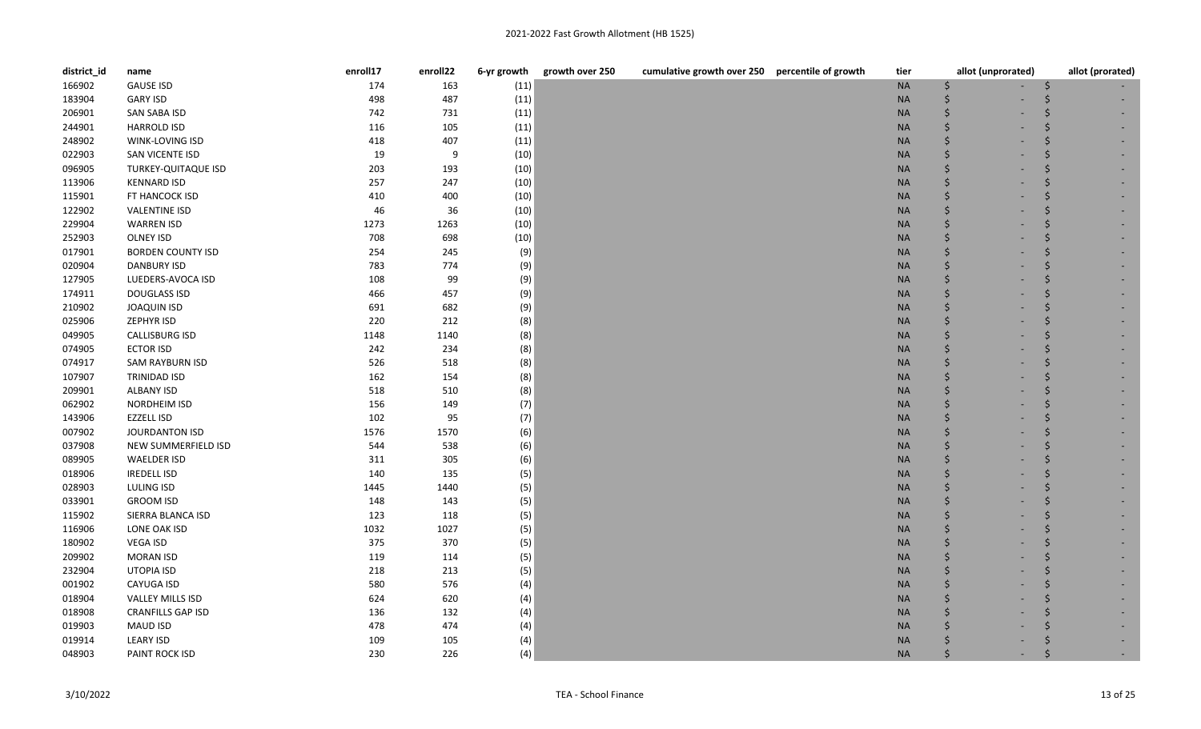2021-2022 Fast Growth Allotment (HB 1525)

| district_id | name | enroll17 | enroll22 | 6-yr growth | growth over 250 | cumulative growth over 250 | percentile of growth | tier | allot (unprorated) | allot (prorated) |
|---|---|---|---|---|---|---|---|---|---|---|
| 166902 | GAUSE ISD | 174 | 163 | (11) | | | | NA | $ - | $ - |
| 183904 | GARY ISD | 498 | 487 | (11) | | | | NA | $ - | $ - |
| 206901 | SAN SABA ISD | 742 | 731 | (11) | | | | NA | $ - | $ - |
| 244901 | HARROLD ISD | 116 | 105 | (11) | | | | NA | $ - | $ - |
| 248902 | WINK-LOVING ISD | 418 | 407 | (11) | | | | NA | $ - | $ - |
| 022903 | SAN VICENTE ISD | 19 | 9 | (10) | | | | NA | $ - | $ - |
| 096905 | TURKEY-QUITAQUE ISD | 203 | 193 | (10) | | | | NA | $ - | $ - |
| 113906 | KENNARD ISD | 257 | 247 | (10) | | | | NA | $ - | $ - |
| 115901 | FT HANCOCK ISD | 410 | 400 | (10) | | | | NA | $ - | $ - |
| 122902 | VALENTINE ISD | 46 | 36 | (10) | | | | NA | $ - | $ - |
| 229904 | WARREN ISD | 1273 | 1263 | (10) | | | | NA | $ - | $ - |
| 252903 | OLNEY ISD | 708 | 698 | (10) | | | | NA | $ - | $ - |
| 017901 | BORDEN COUNTY ISD | 254 | 245 | (9) | | | | NA | $ - | $ - |
| 020904 | DANBURY ISD | 783 | 774 | (9) | | | | NA | $ - | $ - |
| 127905 | LUEDERS-AVOCA ISD | 108 | 99 | (9) | | | | NA | $ - | $ - |
| 174911 | DOUGLASS ISD | 466 | 457 | (9) | | | | NA | $ - | $ - |
| 210902 | JOAQUIN ISD | 691 | 682 | (9) | | | | NA | $ - | $ - |
| 025906 | ZEPHYR ISD | 220 | 212 | (8) | | | | NA | $ - | $ - |
| 049905 | CALLISBURG ISD | 1148 | 1140 | (8) | | | | NA | $ - | $ - |
| 074905 | ECTOR ISD | 242 | 234 | (8) | | | | NA | $ - | $ - |
| 074917 | SAM RAYBURN ISD | 526 | 518 | (8) | | | | NA | $ - | $ - |
| 107907 | TRINIDAD ISD | 162 | 154 | (8) | | | | NA | $ - | $ - |
| 209901 | ALBANY ISD | 518 | 510 | (8) | | | | NA | $ - | $ - |
| 062902 | NORDHEIM ISD | 156 | 149 | (7) | | | | NA | $ - | $ - |
| 143906 | EZZELL ISD | 102 | 95 | (7) | | | | NA | $ - | $ - |
| 007902 | JOURDANTON ISD | 1576 | 1570 | (6) | | | | NA | $ - | $ - |
| 037908 | NEW SUMMERFIELD ISD | 544 | 538 | (6) | | | | NA | $ - | $ - |
| 089905 | WAELDER ISD | 311 | 305 | (6) | | | | NA | $ - | $ - |
| 018906 | IREDELL ISD | 140 | 135 | (5) | | | | NA | $ - | $ - |
| 028903 | LULING ISD | 1445 | 1440 | (5) | | | | NA | $ - | $ - |
| 033901 | GROOM ISD | 148 | 143 | (5) | | | | NA | $ - | $ - |
| 115902 | SIERRA BLANCA ISD | 123 | 118 | (5) | | | | NA | $ - | $ - |
| 116906 | LONE OAK ISD | 1032 | 1027 | (5) | | | | NA | $ - | $ - |
| 180902 | VEGA ISD | 375 | 370 | (5) | | | | NA | $ - | $ - |
| 209902 | MORAN ISD | 119 | 114 | (5) | | | | NA | $ - | $ - |
| 232904 | UTOPIA ISD | 218 | 213 | (5) | | | | NA | $ - | $ - |
| 001902 | CAYUGA ISD | 580 | 576 | (4) | | | | NA | $ - | $ - |
| 018904 | VALLEY MILLS ISD | 624 | 620 | (4) | | | | NA | $ - | $ - |
| 018908 | CRANFILLS GAP ISD | 136 | 132 | (4) | | | | NA | $ - | $ - |
| 019903 | MAUD ISD | 478 | 474 | (4) | | | | NA | $ - | $ - |
| 019914 | LEARY ISD | 109 | 105 | (4) | | | | NA | $ - | $ - |
| 048903 | PAINT ROCK ISD | 230 | 226 | (4) | | | | NA | $ - | $ - |

3/10/2022 TEA - School Finance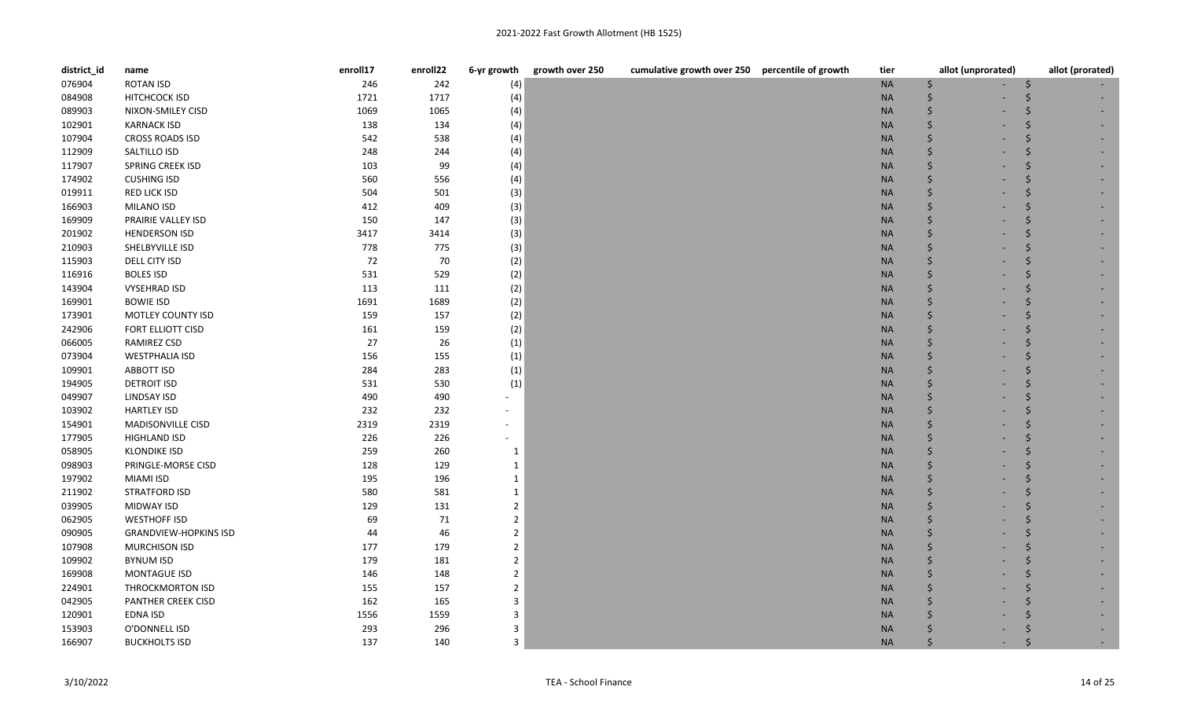# 2021-2022 Fast Growth Allotment (HB 1525)

| district_id | name | enroll17 | enroll22 | 6-yr growth | growth over 250 | cumulative growth over 250 | percentile of growth | tier | allot (unprorated) | allot (prorated) |
|---|---|---|---|---|---|---|---|---|---|---|
| 076904 | ROTAN ISD | 246 | 242 | (4) | | | | NA | $ - | $ - |
| 084908 | HITCHCOCK ISD | 1721 | 1717 | (4) | | | | NA | $ - | $ - |
| 089903 | NIXON-SMILEY CISD | 1069 | 1065 | (4) | | | | NA | $ - | $ - |
| 102901 | KARNACK ISD | 138 | 134 | (4) | | | | NA | $ - | $ - |
| 107904 | CROSS ROADS ISD | 542 | 538 | (4) | | | | NA | $ - | $ - |
| 112909 | SALTILLO ISD | 248 | 244 | (4) | | | | NA | $ - | $ - |
| 117907 | SPRING CREEK ISD | 103 | 99 | (4) | | | | NA | $ - | $ - |
| 174902 | CUSHING ISD | 560 | 556 | (4) | | | | NA | $ - | $ - |
| 019911 | RED LICK ISD | 504 | 501 | (3) | | | | NA | $ - | $ - |
| 166903 | MILANO ISD | 412 | 409 | (3) | | | | NA | $ - | $ - |
| 169909 | PRAIRIE VALLEY ISD | 150 | 147 | (3) | | | | NA | $ - | $ - |
| 201902 | HENDERSON ISD | 3417 | 3414 | (3) | | | | NA | $ - | $ - |
| 210903 | SHELBYVILLE ISD | 778 | 775 | (3) | | | | NA | $ - | $ - |
| 115903 | DELL CITY ISD | 72 | 70 | (2) | | | | NA | $ - | $ - |
| 116916 | BOLES ISD | 531 | 529 | (2) | | | | NA | $ - | $ - |
| 143904 | VYSEHRAD ISD | 113 | 111 | (2) | | | | NA | $ - | $ - |
| 169901 | BOWIE ISD | 1691 | 1689 | (2) | | | | NA | $ - | $ - |
| 173901 | MOTLEY COUNTY ISD | 159 | 157 | (2) | | | | NA | $ - | $ - |
| 242906 | FORT ELLIOTT CISD | 161 | 159 | (2) | | | | NA | $ - | $ - |
| 066005 | RAMIREZ CSD | 27 | 26 | (1) | | | | NA | $ - | $ - |
| 073904 | WESTPHALIA ISD | 156 | 155 | (1) | | | | NA | $ - | $ - |
| 109901 | ABBOTT ISD | 284 | 283 | (1) | | | | NA | $ - | $ - |
| 194905 | DETROIT ISD | 531 | 530 | (1) | | | | NA | $ - | $ - |
| 049907 | LINDSAY ISD | 490 | 490 | - | | | | NA | $ - | $ - |
| 103902 | HARTLEY ISD | 232 | 232 | - | | | | NA | $ - | $ - |
| 154901 | MADISONVILLE CISD | 2319 | 2319 | - | | | | NA | $ - | $ - |
| 177905 | HIGHLAND ISD | 226 | 226 | - | | | | NA | $ - | $ - |
| 058905 | KLONDIKE ISD | 259 | 260 | 1 | | | | NA | $ - | $ - |
| 098903 | PRINGLE-MORSE CISD | 128 | 129 | 1 | | | | NA | $ - | $ - |
| 197902 | MIAMI ISD | 195 | 196 | 1 | | | | NA | $ - | $ - |
| 211902 | STRATFORD ISD | 580 | 581 | 1 | | | | NA | $ - | $ - |
| 039905 | MIDWAY ISD | 129 | 131 | 2 | | | | NA | $ - | $ - |
| 062905 | WESTHOFF ISD | 69 | 71 | 2 | | | | NA | $ - | $ - |
| 090905 | GRANDVIEW-HOPKINS ISD | 44 | 46 | 2 | | | | NA | $ - | $ - |
| 107908 | MURCHISON ISD | 177 | 179 | 2 | | | | NA | $ - | $ - |
| 109902 | BYNUM ISD | 179 | 181 | 2 | | | | NA | $ - | $ - |
| 169908 | MONTAGUE ISD | 146 | 148 | 2 | | | | NA | $ - | $ - |
| 224901 | THROCKMORTON ISD | 155 | 157 | 2 | | | | NA | $ - | $ - |
| 042905 | PANTHER CREEK CISD | 162 | 165 | 3 | | | | NA | $ - | $ - |
| 120901 | EDNA ISD | 1556 | 1559 | 3 | | | | NA | $ - | $ - |
| 153903 | O'DONNELL ISD | 293 | 296 | 3 | | | | NA | $ - | $ - |
| 166907 | BUCKHOLTS ISD | 137 | 140 | 3 | | | | NA | $ - | $ - |

3/10/2022 TEA - School Finance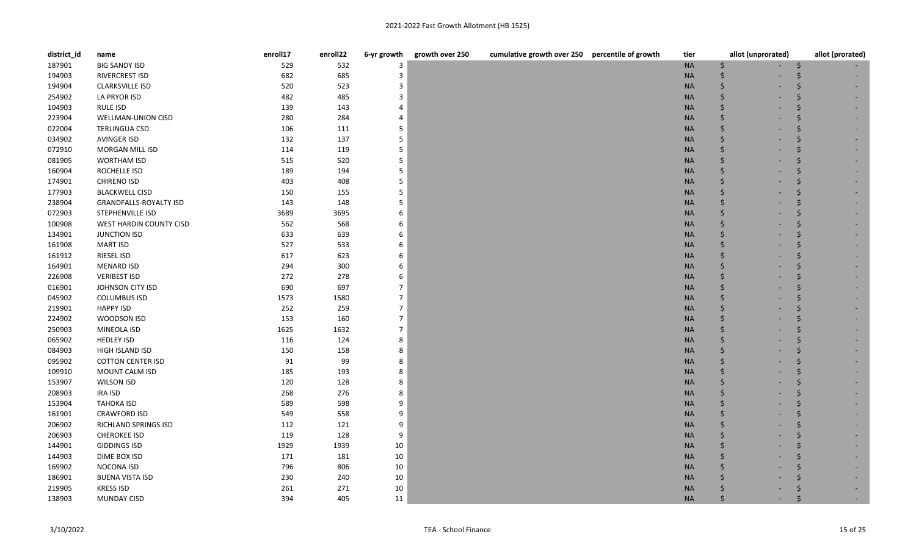| district_id | name | enroll17 | enroll22 | 6-yr growth | growth over 250 | cumulative growth over 250 | percentile of growth | tier | allot (unprorated) | allot (prorated) |
|---|---|---|---|---|---|---|---|---|---|---|
| 187901 | BIG SANDY ISD | 529 | 532 | 3 | | | | NA | $ - | $ - |
| 194903 | RIVERCREST ISD | 682 | 685 | 3 | | | | NA | $ - | $ - |
| 194904 | CLARKSVILLE ISD | 520 | 523 | 3 | | | | NA | $ - | $ - |
| 254902 | LA PRYOR ISD | 482 | 485 | 3 | | | | NA | $ - | $ - |
| 104903 | RULE ISD | 139 | 143 | 4 | | | | NA | $ - | $ - |
| 223904 | WELLMAN-UNION CISD | 280 | 284 | 4 | | | | NA | $ - | $ - |
| 022004 | TERLINGUA CSD | 106 | 111 | 5 | | | | NA | $ - | $ - |
| 034902 | AVINGER ISD | 132 | 137 | 5 | | | | NA | $ - | $ - |
| 072910 | MORGAN MILL ISD | 114 | 119 | 5 | | | | NA | $ - | $ - |
| 081905 | WORTHAM ISD | 515 | 520 | 5 | | | | NA | $ - | $ - |
| 160904 | ROCHELLE ISD | 189 | 194 | 5 | | | | NA | $ - | $ - |
| 174901 | CHIRENO ISD | 403 | 408 | 5 | | | | NA | $ - | $ - |
| 177903 | BLACKWELL CISD | 150 | 155 | 5 | | | | NA | $ - | $ - |
| 238904 | GRANDFALLS-ROYALTY ISD | 143 | 148 | 5 | | | | NA | $ - | $ - |
| 072903 | STEPHENVILLE ISD | 3689 | 3695 | 6 | | | | NA | $ - | $ - |
| 100908 | WEST HARDIN COUNTY CISD | 562 | 568 | 6 | | | | NA | $ - | $ - |
| 134901 | JUNCTION ISD | 633 | 639 | 6 | | | | NA | $ - | $ - |
| 161908 | MART ISD | 527 | 533 | 6 | | | | NA | $ - | $ - |
| 161912 | RIESEL ISD | 617 | 623 | 6 | | | | NA | $ - | $ - |
| 164901 | MENARD ISD | 294 | 300 | 6 | | | | NA | $ - | $ - |
| 226908 | VERIBEST ISD | 272 | 278 | 6 | | | | NA | $ - | $ - |
| 016901 | JOHNSON CITY ISD | 690 | 697 | 7 | | | | NA | $ - | $ - |
| 045902 | COLUMBUS ISD | 1573 | 1580 | 7 | | | | NA | $ - | $ - |
| 219901 | HAPPY ISD | 252 | 259 | 7 | | | | NA | $ - | $ - |
| 224902 | WOODSON ISD | 153 | 160 | 7 | | | | NA | $ - | $ - |
| 250903 | MINEOLA ISD | 1625 | 1632 | 7 | | | | NA | $ - | $ - |
| 065902 | HEDLEY ISD | 116 | 124 | 8 | | | | NA | $ - | $ - |
| 084903 | HIGH ISLAND ISD | 150 | 158 | 8 | | | | NA | $ - | $ - |
| 095902 | COTTON CENTER ISD | 91 | 99 | 8 | | | | NA | $ - | $ - |
| 109910 | MOUNT CALM ISD | 185 | 193 | 8 | | | | NA | $ - | $ - |
| 153907 | WILSON ISD | 120 | 128 | 8 | | | | NA | $ - | $ - |
| 208903 | IRA ISD | 268 | 276 | 8 | | | | NA | $ - | $ - |
| 153904 | TAHOKA ISD | 589 | 598 | 9 | | | | NA | $ - | $ - |
| 161901 | CRAWFORD ISD | 549 | 558 | 9 | | | | NA | $ - | $ - |
| 206902 | RICHLAND SPRINGS ISD | 112 | 121 | 9 | | | | NA | $ - | $ - |
| 206903 | CHEROKEE ISD | 119 | 128 | 9 | | | | NA | $ - | $ - |
| 144901 | GIDDINGS ISD | 1929 | 1939 | 10 | | | | NA | $ - | $ - |
| 144903 | DIME BOX ISD | 171 | 181 | 10 | | | | NA | $ - | $ - |
| 169902 | NOCONA ISD | 796 | 806 | 10 | | | | NA | $ - | $ - |
| 186901 | BUENA VISTA ISD | 230 | 240 | 10 | | | | NA | $ - | $ - |
| 219905 | KRESS ISD | 261 | 271 | 10 | | | | NA | $ - | $ - |
| 138903 | MUNDAY CISD | 394 | 405 | 11 | | | | NA | $ - | $ - |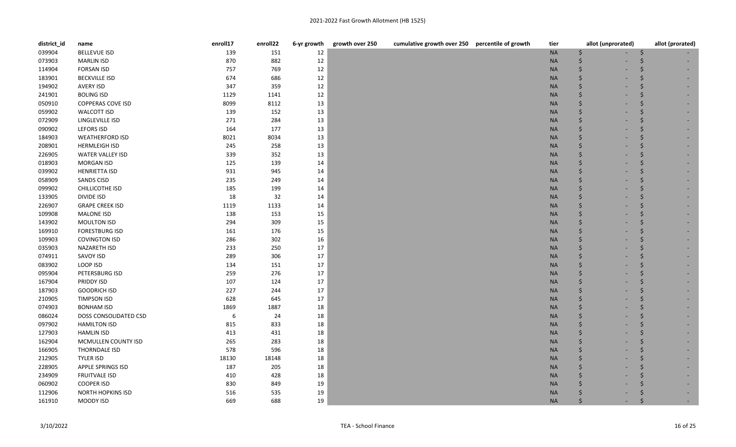| district_id | name | enroll17 | enroll22 | 6-yr growth | growth over 250 | cumulative growth over 250 | percentile of growth | tier | allot (unprorated) | allot (prorated) |
|---|---|---|---|---|---|---|---|---|---|---|
| 039904 | BELLEVUE ISD | 139 | 151 | 12 | | | | NA | $ - | $ - |
| 073903 | MARLIN ISD | 870 | 882 | 12 | | | | NA | $ - | $ - |
| 114904 | FORSAN ISD | 757 | 769 | 12 | | | | NA | $ - | $ - |
| 183901 | BECKVILLE ISD | 674 | 686 | 12 | | | | NA | $ - | $ - |
| 194902 | AVERY ISD | 347 | 359 | 12 | | | | NA | $ - | $ - |
| 241901 | BOLING ISD | 1129 | 1141 | 12 | | | | NA | $ - | $ - |
| 050910 | COPPERAS COVE ISD | 8099 | 8112 | 13 | | | | NA | $ - | $ - |
| 059902 | WALCOTT ISD | 139 | 152 | 13 | | | | NA | $ - | $ - |
| 072909 | LINGLEVILLE ISD | 271 | 284 | 13 | | | | NA | $ - | $ - |
| 090902 | LEFORS ISD | 164 | 177 | 13 | | | | NA | $ - | $ - |
| 184903 | WEATHERFORD ISD | 8021 | 8034 | 13 | | | | NA | $ - | $ - |
| 208901 | HERMLEIGH ISD | 245 | 258 | 13 | | | | NA | $ - | $ - |
| 226905 | WATER VALLEY ISD | 339 | 352 | 13 | | | | NA | $ - | $ - |
| 018903 | MORGAN ISD | 125 | 139 | 14 | | | | NA | $ - | $ - |
| 039902 | HENRIETTA ISD | 931 | 945 | 14 | | | | NA | $ - | $ - |
| 058909 | SANDS CISD | 235 | 249 | 14 | | | | NA | $ - | $ - |
| 099902 | CHILLICOTHE ISD | 185 | 199 | 14 | | | | NA | $ - | $ - |
| 133905 | DIVIDE ISD | 18 | 32 | 14 | | | | NA | $ - | $ - |
| 226907 | GRAPE CREEK ISD | 1119 | 1133 | 14 | | | | NA | $ - | $ - |
| 109908 | MALONE ISD | 138 | 153 | 15 | | | | NA | $ - | $ - |
| 143902 | MOULTON ISD | 294 | 309 | 15 | | | | NA | $ - | $ - |
| 169910 | FORESTBURG ISD | 161 | 176 | 15 | | | | NA | $ - | $ - |
| 109903 | COVINGTON ISD | 286 | 302 | 16 | | | | NA | $ - | $ - |
| 035903 | NAZARETH ISD | 233 | 250 | 17 | | | | NA | $ - | $ - |
| 074911 | SAVOY ISD | 289 | 306 | 17 | | | | NA | $ - | $ - |
| 083902 | LOOP ISD | 134 | 151 | 17 | | | | NA | $ - | $ - |
| 095904 | PETERSBURG ISD | 259 | 276 | 17 | | | | NA | $ - | $ - |
| 167904 | PRIDDY ISD | 107 | 124 | 17 | | | | NA | $ - | $ - |
| 187903 | GOODRICH ISD | 227 | 244 | 17 | | | | NA | $ - | $ - |
| 210905 | TIMPSON ISD | 628 | 645 | 17 | | | | NA | $ - | $ - |
| 074903 | BONHAM ISD | 1869 | 1887 | 18 | | | | NA | $ - | $ - |
| 086024 | DOSS CONSOLIDATED CSD | 6 | 24 | 18 | | | | NA | $ - | $ - |
| 097902 | HAMILTON ISD | 815 | 833 | 18 | | | | NA | $ - | $ - |
| 127903 | HAMLIN ISD | 413 | 431 | 18 | | | | NA | $ - | $ - |
| 162904 | MCMULLEN COUNTY ISD | 265 | 283 | 18 | | | | NA | $ - | $ - |
| 166905 | THORNDALE ISD | 578 | 596 | 18 | | | | NA | $ - | $ - |
| 212905 | TYLER ISD | 18130 | 18148 | 18 | | | | NA | $ - | $ - |
| 228905 | APPLE SPRINGS ISD | 187 | 205 | 18 | | | | NA | $ - | $ - |
| 234909 | FRUITVALE ISD | 410 | 428 | 18 | | | | NA | $ - | $ - |
| 060902 | COOPER ISD | 830 | 849 | 19 | | | | NA | $ - | $ - |
| 112906 | NORTH HOPKINS ISD | 516 | 535 | 19 | | | | NA | $ - | $ - |
| 161910 | MOODY ISD | 669 | 688 | 19 | | | | NA | $ - | $ - |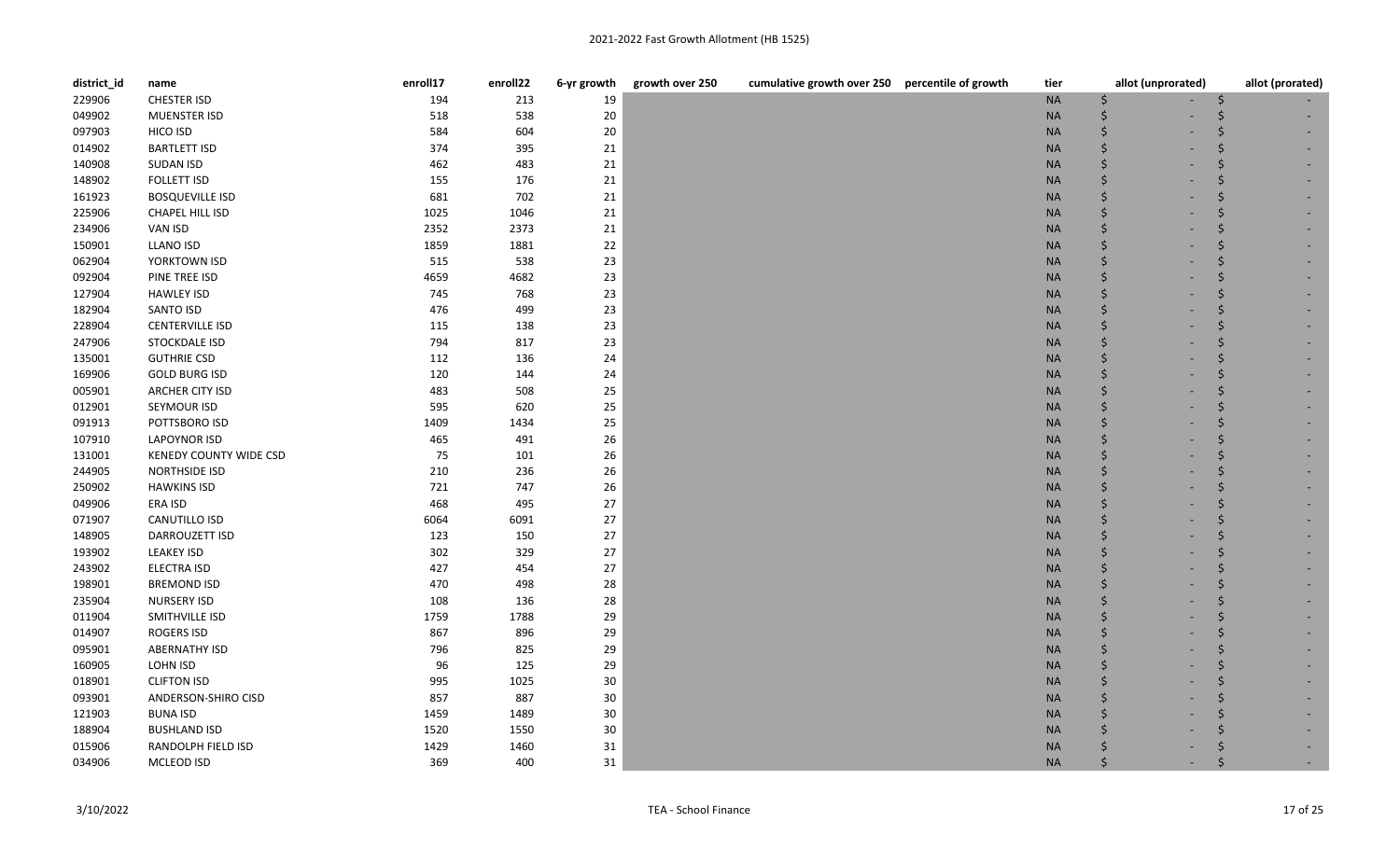# 2021-2022 Fast Growth Allotment (HB 1525)

| district_id | name | enroll17 | enroll22 | 6-yr growth | growth over 250 | cumulative growth over 250 | percentile of growth | tier | allot (unprorated) | allot (prorated) |
|---|---|---|---|---|---|---|---|---|---|---|
| 229906 | CHESTER ISD | 194 | 213 | 19 | | | | NA | $ - | $ - |
| 049902 | MUENSTER ISD | 518 | 538 | 20 | | | | NA | $ - | $ - |
| 097903 | HICO ISD | 584 | 604 | 20 | | | | NA | $ - | $ - |
| 014902 | BARTLETT ISD | 374 | 395 | 21 | | | | NA | $ - | $ - |
| 140908 | SUDAN ISD | 462 | 483 | 21 | | | | NA | $ - | $ - |
| 148902 | FOLLETT ISD | 155 | 176 | 21 | | | | NA | $ - | $ - |
| 161923 | BOSQUEVILLE ISD | 681 | 702 | 21 | | | | NA | $ - | $ - |
| 225906 | CHAPEL HILL ISD | 1025 | 1046 | 21 | | | | NA | $ - | $ - |
| 234906 | VAN ISD | 2352 | 2373 | 21 | | | | NA | $ - | $ - |
| 150901 | LLANO ISD | 1859 | 1881 | 22 | | | | NA | $ - | $ - |
| 062904 | YORKTOWN ISD | 515 | 538 | 23 | | | | NA | $ - | $ - |
| 092904 | PINE TREE ISD | 4659 | 4682 | 23 | | | | NA | $ - | $ - |
| 127904 | HAWLEY ISD | 745 | 768 | 23 | | | | NA | $ - | $ - |
| 182904 | SANTO ISD | 476 | 499 | 23 | | | | NA | $ - | $ - |
| 228904 | CENTERVILLE ISD | 115 | 138 | 23 | | | | NA | $ - | $ - |
| 247906 | STOCKDALE ISD | 794 | 817 | 23 | | | | NA | $ - | $ - |
| 135001 | GUTHRIE CSD | 112 | 136 | 24 | | | | NA | $ - | $ - |
| 169906 | GOLD BURG ISD | 120 | 144 | 24 | | | | NA | $ - | $ - |
| 005901 | ARCHER CITY ISD | 483 | 508 | 25 | | | | NA | $ - | $ - |
| 012901 | SEYMOUR ISD | 595 | 620 | 25 | | | | NA | $ - | $ - |
| 091913 | POTTSBORO ISD | 1409 | 1434 | 25 | | | | NA | $ - | $ - |
| 107910 | LAPOYNOR ISD | 465 | 491 | 26 | | | | NA | $ - | $ - |
| 131001 | KENEDY COUNTY WIDE CSD | 75 | 101 | 26 | | | | NA | $ - | $ - |
| 244905 | NORTHSIDE ISD | 210 | 236 | 26 | | | | NA | $ - | $ - |
| 250902 | HAWKINS ISD | 721 | 747 | 26 | | | | NA | $ - | $ - |
| 049906 | ERA ISD | 468 | 495 | 27 | | | | NA | $ - | $ - |
| 071907 | CANUTILLO ISD | 6064 | 6091 | 27 | | | | NA | $ - | $ - |
| 148905 | DARROUZETT ISD | 123 | 150 | 27 | | | | NA | $ - | $ - |
| 193902 | LEAKEY ISD | 302 | 329 | 27 | | | | NA | $ - | $ - |
| 243902 | ELECTRA ISD | 427 | 454 | 27 | | | | NA | $ - | $ - |
| 198901 | BREMOND ISD | 470 | 498 | 28 | | | | NA | $ - | $ - |
| 235904 | NURSERY ISD | 108 | 136 | 28 | | | | NA | $ - | $ - |
| 011904 | SMITHVILLE ISD | 1759 | 1788 | 29 | | | | NA | $ - | $ - |
| 014907 | ROGERS ISD | 867 | 896 | 29 | | | | NA | $ - | $ - |
| 095901 | ABERNATHY ISD | 796 | 825 | 29 | | | | NA | $ - | $ - |
| 160905 | LOHN ISD | 96 | 125 | 29 | | | | NA | $ - | $ - |
| 018901 | CLIFTON ISD | 995 | 1025 | 30 | | | | NA | $ - | $ - |
| 093901 | ANDERSON-SHIRO CISD | 857 | 887 | 30 | | | | NA | $ - | $ - |
| 121903 | BUNA ISD | 1459 | 1489 | 30 | | | | NA | $ - | $ - |
| 188904 | BUSHLAND ISD | 1520 | 1550 | 30 | | | | NA | $ - | $ - |
| 015906 | RANDOLPH FIELD ISD | 1429 | 1460 | 31 | | | | NA | $ - | $ - |
| 034906 | MCLEOD ISD | 369 | 400 | 31 | | | | NA | $ - | $ - |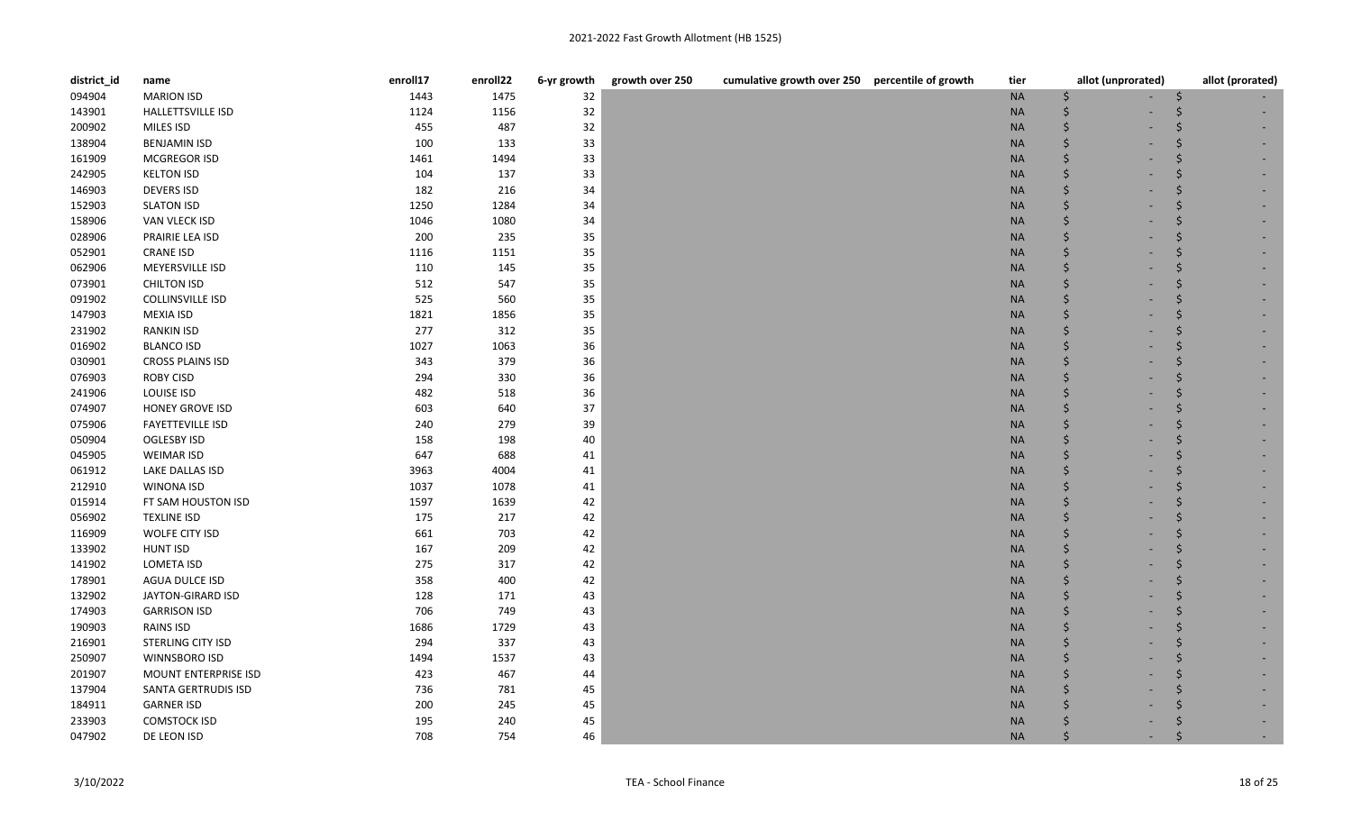| district_id | name | enroll17 | enroll22 | 6-yr growth | growth over 250 | cumulative growth over 250 | percentile of growth | tier | allot (unprorated) | allot (prorated) |
|---|---|---|---|---|---|---|---|---|---|---|
| 094904 | MARION ISD | 1443 | 1475 | 32 | | | | NA | $ - | $ - |
| 143901 | HALLETTSVILLE ISD | 1124 | 1156 | 32 | | | | NA | $ - | $ - |
| 200902 | MILES ISD | 455 | 487 | 32 | | | | NA | $ - | $ - |
| 138904 | BENJAMIN ISD | 100 | 133 | 33 | | | | NA | $ - | $ - |
| 161909 | MCGREGOR ISD | 1461 | 1494 | 33 | | | | NA | $ - | $ - |
| 242905 | KELTON ISD | 104 | 137 | 33 | | | | NA | $ - | $ - |
| 146903 | DEVERS ISD | 182 | 216 | 34 | | | | NA | $ - | $ - |
| 152903 | SLATON ISD | 1250 | 1284 | 34 | | | | NA | $ - | $ - |
| 158906 | VAN VLECK ISD | 1046 | 1080 | 34 | | | | NA | $ - | $ - |
| 028906 | PRAIRIE LEA ISD | 200 | 235 | 35 | | | | NA | $ - | $ - |
| 052901 | CRANE ISD | 1116 | 1151 | 35 | | | | NA | $ - | $ - |
| 062906 | MEYERSVILLE ISD | 110 | 145 | 35 | | | | NA | $ - | $ - |
| 073901 | CHILTON ISD | 512 | 547 | 35 | | | | NA | $ - | $ - |
| 091902 | COLLINSVILLE ISD | 525 | 560 | 35 | | | | NA | $ - | $ - |
| 147903 | MEXIA ISD | 1821 | 1856 | 35 | | | | NA | $ - | $ - |
| 231902 | RANKIN ISD | 277 | 312 | 35 | | | | NA | $ - | $ - |
| 016902 | BLANCO ISD | 1027 | 1063 | 36 | | | | NA | $ - | $ - |
| 030901 | CROSS PLAINS ISD | 343 | 379 | 36 | | | | NA | $ - | $ - |
| 076903 | ROBY CISD | 294 | 330 | 36 | | | | NA | $ - | $ - |
| 241906 | LOUISE ISD | 482 | 518 | 36 | | | | NA | $ - | $ - |
| 074907 | HONEY GROVE ISD | 603 | 640 | 37 | | | | NA | $ - | $ - |
| 075906 | FAYETTEVILLE ISD | 240 | 279 | 39 | | | | NA | $ - | $ - |
| 050904 | OGLESBY ISD | 158 | 198 | 40 | | | | NA | $ - | $ - |
| 045905 | WEIMAR ISD | 647 | 688 | 41 | | | | NA | $ - | $ - |
| 061912 | LAKE DALLAS ISD | 3963 | 4004 | 41 | | | | NA | $ - | $ - |
| 212910 | WINONA ISD | 1037 | 1078 | 41 | | | | NA | $ - | $ - |
| 015914 | FT SAM HOUSTON ISD | 1597 | 1639 | 42 | | | | NA | $ - | $ - |
| 056902 | TEXLINE ISD | 175 | 217 | 42 | | | | NA | $ - | $ - |
| 116909 | WOLFE CITY ISD | 661 | 703 | 42 | | | | NA | $ - | $ - |
| 133902 | HUNT ISD | 167 | 209 | 42 | | | | NA | $ - | $ - |
| 141902 | LOMETA ISD | 275 | 317 | 42 | | | | NA | $ - | $ - |
| 178901 | AGUA DULCE ISD | 358 | 400 | 42 | | | | NA | $ - | $ - |
| 132902 | JAYTON-GIRARD ISD | 128 | 171 | 43 | | | | NA | $ - | $ - |
| 174903 | GARRISON ISD | 706 | 749 | 43 | | | | NA | $ - | $ - |
| 190903 | RAINS ISD | 1686 | 1729 | 43 | | | | NA | $ - | $ - |
| 216901 | STERLING CITY ISD | 294 | 337 | 43 | | | | NA | $ - | $ - |
| 250907 | WINNSBORO ISD | 1494 | 1537 | 43 | | | | NA | $ - | $ - |
| 201907 | MOUNT ENTERPRISE ISD | 423 | 467 | 44 | | | | NA | $ - | $ - |
| 137904 | SANTA GERTRUDIS ISD | 736 | 781 | 45 | | | | NA | $ - | $ - |
| 184911 | GARNER ISD | 200 | 245 | 45 | | | | NA | $ - | $ - |
| 233903 | COMSTOCK ISD | 195 | 240 | 45 | | | | NA | $ - | $ - |
| 047902 | DE LEON ISD | 708 | 754 | 46 | | | | NA | $ - | $ - |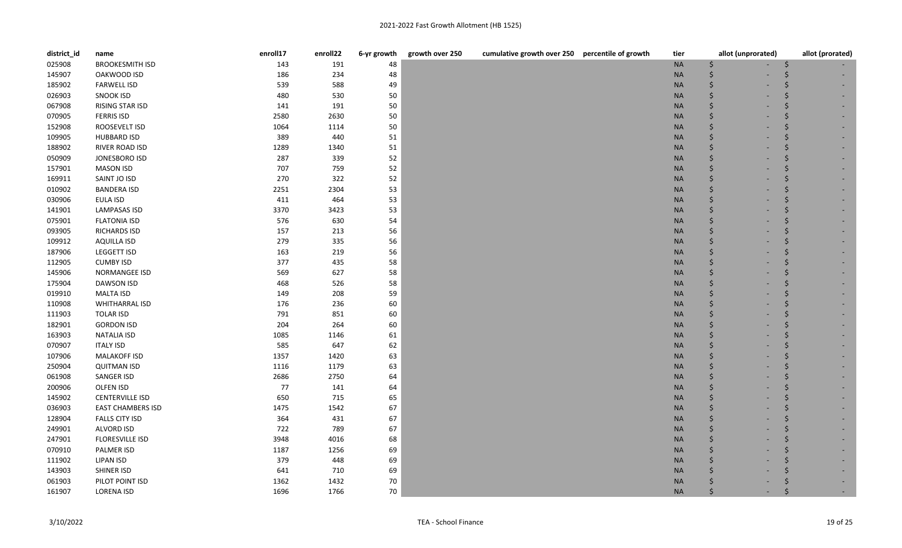| district_id | name | enroll17 | enroll22 | 6-yr growth | growth over 250 | cumulative growth over 250 | percentile of growth | tier | allot (unprorated) | allot (prorated) |
|---|---|---|---|---|---|---|---|---|---|---|
| 025908 | BROOKESMITH ISD | 143 | 191 | 48 | | | | NA | $ - | $ - |
| 145907 | OAKWOOD ISD | 186 | 234 | 48 | | | | NA | $ - | $ - |
| 185902 | FARWELL ISD | 539 | 588 | 49 | | | | NA | $ - | $ - |
| 026903 | SNOOK ISD | 480 | 530 | 50 | | | | NA | $ - | $ - |
| 067908 | RISING STAR ISD | 141 | 191 | 50 | | | | NA | $ - | $ - |
| 070905 | FERRIS ISD | 2580 | 2630 | 50 | | | | NA | $ - | $ - |
| 152908 | ROOSEVELT ISD | 1064 | 1114 | 50 | | | | NA | $ - | $ - |
| 109905 | HUBBARD ISD | 389 | 440 | 51 | | | | NA | $ - | $ - |
| 188902 | RIVER ROAD ISD | 1289 | 1340 | 51 | | | | NA | $ - | $ - |
| 050909 | JONESBORO ISD | 287 | 339 | 52 | | | | NA | $ - | $ - |
| 157901 | MASON ISD | 707 | 759 | 52 | | | | NA | $ - | $ - |
| 169911 | SAINT JO ISD | 270 | 322 | 52 | | | | NA | $ - | $ - |
| 010902 | BANDERA ISD | 2251 | 2304 | 53 | | | | NA | $ - | $ - |
| 030906 | EULA ISD | 411 | 464 | 53 | | | | NA | $ - | $ - |
| 141901 | LAMPASAS ISD | 3370 | 3423 | 53 | | | | NA | $ - | $ - |
| 075901 | FLATONIA ISD | 576 | 630 | 54 | | | | NA | $ - | $ - |
| 093905 | RICHARDS ISD | 157 | 213 | 56 | | | | NA | $ - | $ - |
| 109912 | AQUILLA ISD | 279 | 335 | 56 | | | | NA | $ - | $ - |
| 187906 | LEGGETT ISD | 163 | 219 | 56 | | | | NA | $ - | $ - |
| 112905 | CUMBY ISD | 377 | 435 | 58 | | | | NA | $ - | $ - |
| 145906 | NORMANGEE ISD | 569 | 627 | 58 | | | | NA | $ - | $ - |
| 175904 | DAWSON ISD | 468 | 526 | 58 | | | | NA | $ - | $ - |
| 019910 | MALTA ISD | 149 | 208 | 59 | | | | NA | $ - | $ - |
| 110908 | WHITHARRAL ISD | 176 | 236 | 60 | | | | NA | $ - | $ - |
| 111903 | TOLAR ISD | 791 | 851 | 60 | | | | NA | $ - | $ - |
| 182901 | GORDON ISD | 204 | 264 | 60 | | | | NA | $ - | $ - |
| 163903 | NATALIA ISD | 1085 | 1146 | 61 | | | | NA | $ - | $ - |
| 070907 | ITALY ISD | 585 | 647 | 62 | | | | NA | $ - | $ - |
| 107906 | MALAKOFF ISD | 1357 | 1420 | 63 | | | | NA | $ - | $ - |
| 250904 | QUITMAN ISD | 1116 | 1179 | 63 | | | | NA | $ - | $ - |
| 061908 | SANGER ISD | 2686 | 2750 | 64 | | | | NA | $ - | $ - |
| 200906 | OLFEN ISD | 77 | 141 | 64 | | | | NA | $ - | $ - |
| 145902 | CENTERVILLE ISD | 650 | 715 | 65 | | | | NA | $ - | $ - |
| 036903 | EAST CHAMBERS ISD | 1475 | 1542 | 67 | | | | NA | $ - | $ - |
| 128904 | FALLS CITY ISD | 364 | 431 | 67 | | | | NA | $ - | $ - |
| 249901 | ALVORD ISD | 722 | 789 | 67 | | | | NA | $ - | $ - |
| 247901 | FLORESVILLE ISD | 3948 | 4016 | 68 | | | | NA | $ - | $ - |
| 070910 | PALMER ISD | 1187 | 1256 | 69 | | | | NA | $ - | $ - |
| 111902 | LIPAN ISD | 379 | 448 | 69 | | | | NA | $ - | $ - |
| 143903 | SHINER ISD | 641 | 710 | 69 | | | | NA | $ - | $ - |
| 061903 | PILOT POINT ISD | 1362 | 1432 | 70 | | | | NA | $ - | $ - |
| 161907 | LORENA ISD | 1696 | 1766 | 70 | | | | NA | $ - | $ - |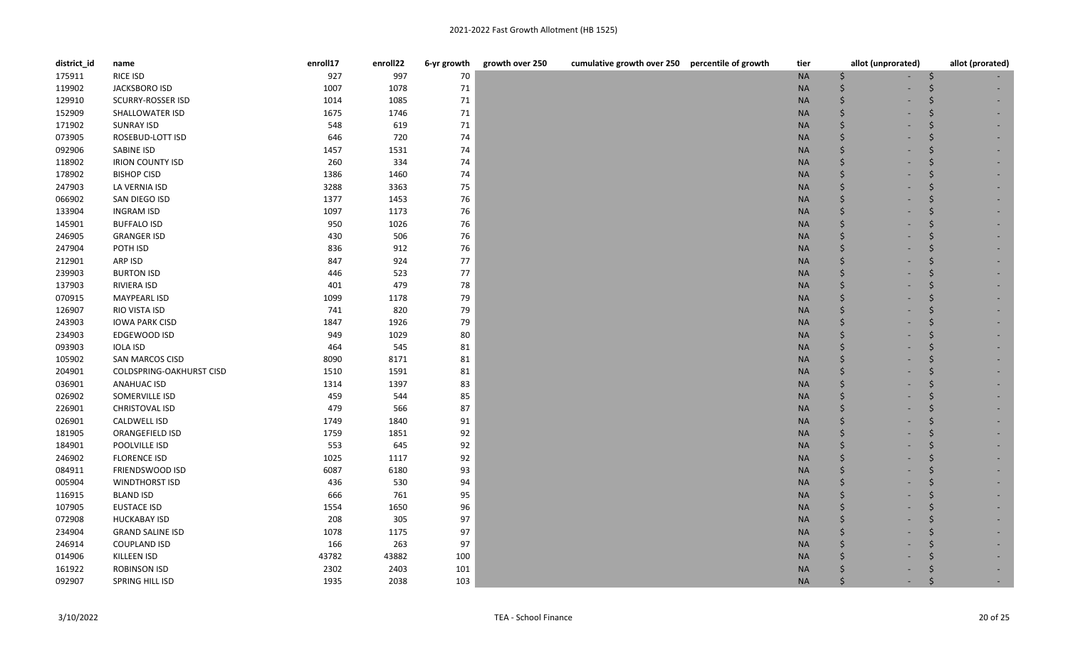# 2021-2022 Fast Growth Allotment (HB 1525)

| district_id | name | enroll17 | enroll22 | 6-yr growth | growth over 250 | cumulative growth over 250 | percentile of growth | tier | allot (unprorated) | allot (prorated) |
|---|---|---|---|---|---|---|---|---|---|---|
| 175911 | RICE ISD | 927 | 997 | 70 | | | | NA | $ - | $ - |
| 119902 | JACKSBORO ISD | 1007 | 1078 | 71 | | | | NA | $ - | $ - |
| 129910 | SCURRY-ROSSER ISD | 1014 | 1085 | 71 | | | | NA | $ - | $ - |
| 152909 | SHALLOWATER ISD | 1675 | 1746 | 71 | | | | NA | $ - | $ - |
| 171902 | SUNRAY ISD | 548 | 619 | 71 | | | | NA | $ - | $ - |
| 073905 | ROSEBUD-LOTT ISD | 646 | 720 | 74 | | | | NA | $ - | $ - |
| 092906 | SABINE ISD | 1457 | 1531 | 74 | | | | NA | $ - | $ - |
| 118902 | IRION COUNTY ISD | 260 | 334 | 74 | | | | NA | $ - | $ - |
| 178902 | BISHOP CISD | 1386 | 1460 | 74 | | | | NA | $ - | $ - |
| 247903 | LA VERNIA ISD | 3288 | 3363 | 75 | | | | NA | $ - | $ - |
| 066902 | SAN DIEGO ISD | 1377 | 1453 | 76 | | | | NA | $ - | $ - |
| 133904 | INGRAM ISD | 1097 | 1173 | 76 | | | | NA | $ - | $ - |
| 145901 | BUFFALO ISD | 950 | 1026 | 76 | | | | NA | $ - | $ - |
| 246905 | GRANGER ISD | 430 | 506 | 76 | | | | NA | $ - | $ - |
| 247904 | POTH ISD | 836 | 912 | 76 | | | | NA | $ - | $ - |
| 212901 | ARP ISD | 847 | 924 | 77 | | | | NA | $ - | $ - |
| 239903 | BURTON ISD | 446 | 523 | 77 | | | | NA | $ - | $ - |
| 137903 | RIVIERA ISD | 401 | 479 | 78 | | | | NA | $ - | $ - |
| 070915 | MAYPEARL ISD | 1099 | 1178 | 79 | | | | NA | $ - | $ - |
| 126907 | RIO VISTA ISD | 741 | 820 | 79 | | | | NA | $ - | $ - |
| 243903 | IOWA PARK CISD | 1847 | 1926 | 79 | | | | NA | $ - | $ - |
| 234903 | EDGEWOOD ISD | 949 | 1029 | 80 | | | | NA | $ - | $ - |
| 093903 | IOLA ISD | 464 | 545 | 81 | | | | NA | $ - | $ - |
| 105902 | SAN MARCOS CISD | 8090 | 8171 | 81 | | | | NA | $ - | $ - |
| 204901 | COLDSPRING-OAKHURST CISD | 1510 | 1591 | 81 | | | | NA | $ - | $ - |
| 036901 | ANAHUAC ISD | 1314 | 1397 | 83 | | | | NA | $ - | $ - |
| 026902 | SOMERVILLE ISD | 459 | 544 | 85 | | | | NA | $ - | $ - |
| 226901 | CHRISTOVAL ISD | 479 | 566 | 87 | | | | NA | $ - | $ - |
| 026901 | CALDWELL ISD | 1749 | 1840 | 91 | | | | NA | $ - | $ - |
| 181905 | ORANGEFIELD ISD | 1759 | 1851 | 92 | | | | NA | $ - | $ - |
| 184901 | POOLVILLE ISD | 553 | 645 | 92 | | | | NA | $ - | $ - |
| 246902 | FLORENCE ISD | 1025 | 1117 | 92 | | | | NA | $ - | $ - |
| 084911 | FRIENDSWOOD ISD | 6087 | 6180 | 93 | | | | NA | $ - | $ - |
| 005904 | WINDTHORST ISD | 436 | 530 | 94 | | | | NA | $ - | $ - |
| 116915 | BLAND ISD | 666 | 761 | 95 | | | | NA | $ - | $ - |
| 107905 | EUSTACE ISD | 1554 | 1650 | 96 | | | | NA | $ - | $ - |
| 072908 | HUCKABAY ISD | 208 | 305 | 97 | | | | NA | $ - | $ - |
| 234904 | GRAND SALINE ISD | 1078 | 1175 | 97 | | | | NA | $ - | $ - |
| 246914 | COUPLAND ISD | 166 | 263 | 97 | | | | NA | $ - | $ - |
| 014906 | KILLEEN ISD | 43782 | 43882 | 100 | | | | NA | $ - | $ - |
| 161922 | ROBINSON ISD | 2302 | 2403 | 101 | | | | NA | $ - | $ - |
| 092907 | SPRING HILL ISD | 1935 | 2038 | 103 | | | | NA | $ - | $ - |

3/10/2022 TEA - School Finance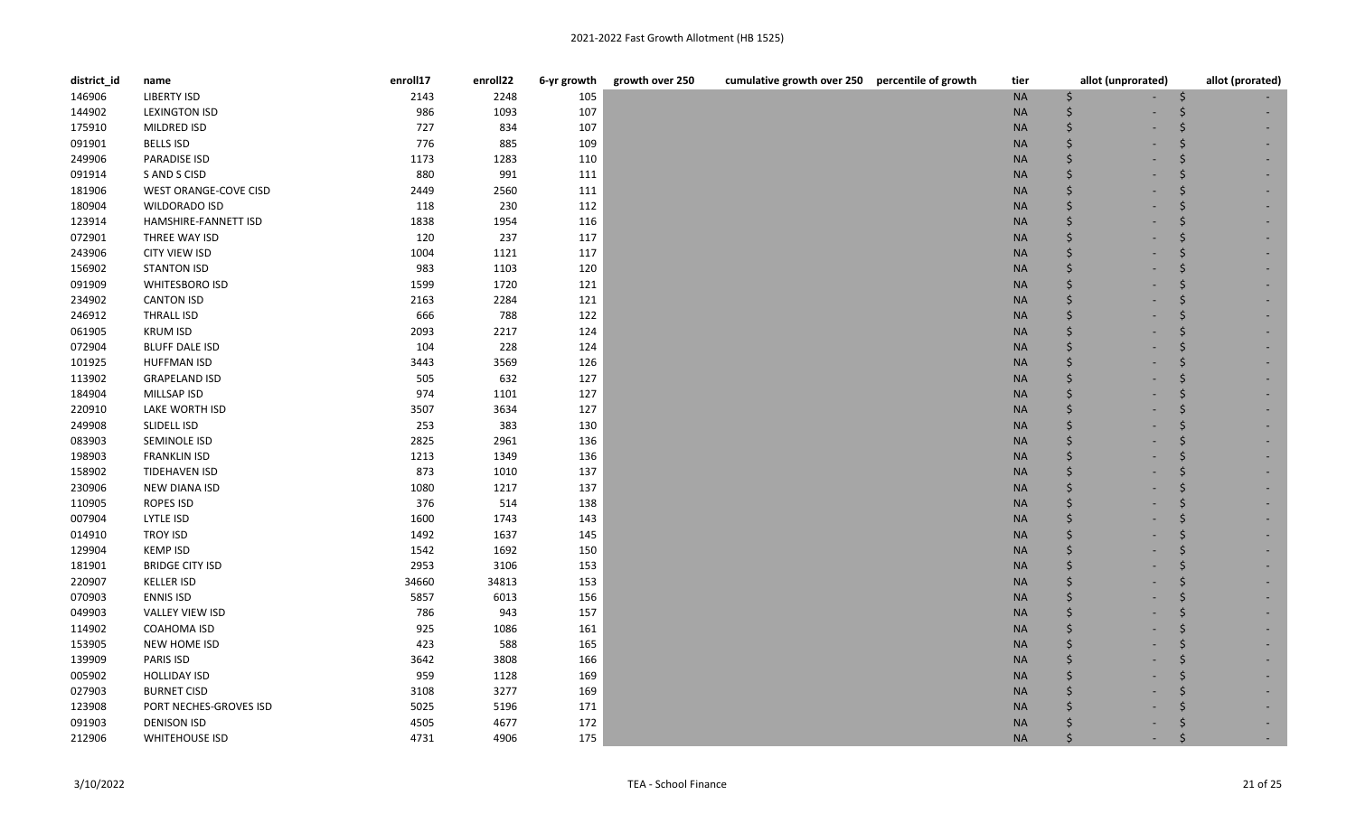| district_id | name | enroll17 | enroll22 | 6-yr growth | growth over 250 | cumulative growth over 250 | percentile of growth | tier | allot (unprorated) | allot (prorated) |
|---|---|---|---|---|---|---|---|---|---|---|
| 146906 | LIBERTY ISD | 2143 | 2248 | 105 | | | | NA | $ - | $ - |
| 144902 | LEXINGTON ISD | 986 | 1093 | 107 | | | | NA | $ - | $ - |
| 175910 | MILDRED ISD | 727 | 834 | 107 | | | | NA | $ - | $ - |
| 091901 | BELLS ISD | 776 | 885 | 109 | | | | NA | $ - | $ - |
| 249906 | PARADISE ISD | 1173 | 1283 | 110 | | | | NA | $ - | $ - |
| 091914 | S AND S CISD | 880 | 991 | 111 | | | | NA | $ - | $ - |
| 181906 | WEST ORANGE-COVE CISD | 2449 | 2560 | 111 | | | | NA | $ - | $ - |
| 180904 | WILDORADO ISD | 118 | 230 | 112 | | | | NA | $ - | $ - |
| 123914 | HAMSHIRE-FANNETT ISD | 1838 | 1954 | 116 | | | | NA | $ - | $ - |
| 072901 | THREE WAY ISD | 120 | 237 | 117 | | | | NA | $ - | $ - |
| 243906 | CITY VIEW ISD | 1004 | 1121 | 117 | | | | NA | $ - | $ - |
| 156902 | STANTON ISD | 983 | 1103 | 120 | | | | NA | $ - | $ - |
| 091909 | WHITESBORO ISD | 1599 | 1720 | 121 | | | | NA | $ - | $ - |
| 234902 | CANTON ISD | 2163 | 2284 | 121 | | | | NA | $ - | $ - |
| 246912 | THRALL ISD | 666 | 788 | 122 | | | | NA | $ - | $ - |
| 061905 | KRUM ISD | 2093 | 2217 | 124 | | | | NA | $ - | $ - |
| 072904 | BLUFF DALE ISD | 104 | 228 | 124 | | | | NA | $ - | $ - |
| 101925 | HUFFMAN ISD | 3443 | 3569 | 126 | | | | NA | $ - | $ - |
| 113902 | GRAPELAND ISD | 505 | 632 | 127 | | | | NA | $ - | $ - |
| 184904 | MILLSAP ISD | 974 | 1101 | 127 | | | | NA | $ - | $ - |
| 220910 | LAKE WORTH ISD | 3507 | 3634 | 127 | | | | NA | $ - | $ - |
| 249908 | SLIDELL ISD | 253 | 383 | 130 | | | | NA | $ - | $ - |
| 083903 | SEMINOLE ISD | 2825 | 2961 | 136 | | | | NA | $ - | $ - |
| 198903 | FRANKLIN ISD | 1213 | 1349 | 136 | | | | NA | $ - | $ - |
| 158902 | TIDEHAVEN ISD | 873 | 1010 | 137 | | | | NA | $ - | $ - |
| 230906 | NEW DIANA ISD | 1080 | 1217 | 137 | | | | NA | $ - | $ - |
| 110905 | ROPES ISD | 376 | 514 | 138 | | | | NA | $ - | $ - |
| 007904 | LYTLE ISD | 1600 | 1743 | 143 | | | | NA | $ - | $ - |
| 014910 | TROY ISD | 1492 | 1637 | 145 | | | | NA | $ - | $ - |
| 129904 | KEMP ISD | 1542 | 1692 | 150 | | | | NA | $ - | $ - |
| 181901 | BRIDGE CITY ISD | 2953 | 3106 | 153 | | | | NA | $ - | $ - |
| 220907 | KELLER ISD | 34660 | 34813 | 153 | | | | NA | $ - | $ - |
| 070903 | ENNIS ISD | 5857 | 6013 | 156 | | | | NA | $ - | $ - |
| 049903 | VALLEY VIEW ISD | 786 | 943 | 157 | | | | NA | $ - | $ - |
| 114902 | COAHOMA ISD | 925 | 1086 | 161 | | | | NA | $ - | $ - |
| 153905 | NEW HOME ISD | 423 | 588 | 165 | | | | NA | $ - | $ - |
| 139909 | PARIS ISD | 3642 | 3808 | 166 | | | | NA | $ - | $ - |
| 005902 | HOLLIDAY ISD | 959 | 1128 | 169 | | | | NA | $ - | $ - |
| 027903 | BURNET CISD | 3108 | 3277 | 169 | | | | NA | $ - | $ - |
| 123908 | PORT NECHES-GROVES ISD | 5025 | 5196 | 171 | | | | NA | $ - | $ - |
| 091903 | DENISON ISD | 4505 | 4677 | 172 | | | | NA | $ - | $ - |
| 212906 | WHITEHOUSE ISD | 4731 | 4906 | 175 | | | | NA | $ - | $ - |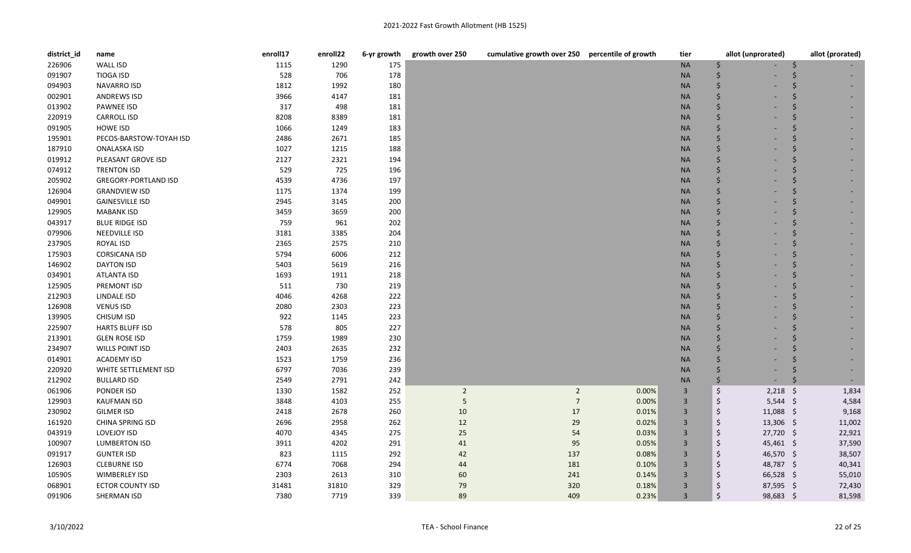# 2021-2022 Fast Growth Allotment (HB 1525)

| district_id | name | enroll17 | enroll22 | 6-yr growth | growth over 250 | cumulative growth over 250 | percentile of growth | tier | allot (unprorated) | allot (prorated) |
|---|---|---|---|---|---|---|---|---|---|---|
| 226906 | WALL ISD | 1115 | 1290 | 175 | | | | NA | $ - | $ - |
| 091907 | TIOGA ISD | 528 | 706 | 178 | | | | NA | $ - | $ - |
| 094903 | NAVARRO ISD | 1812 | 1992 | 180 | | | | NA | $ - | $ - |
| 002901 | ANDREWS ISD | 3966 | 4147 | 181 | | | | NA | $ - | $ - |
| 013902 | PAWNEE ISD | 317 | 498 | 181 | | | | NA | $ - | $ - |
| 220919 | CARROLL ISD | 8208 | 8389 | 181 | | | | NA | $ - | $ - |
| 091905 | HOWE ISD | 1066 | 1249 | 183 | | | | NA | $ - | $ - |
| 195901 | PECOS-BARSTOW-TOYAH ISD | 2486 | 2671 | 185 | | | | NA | $ - | $ - |
| 187910 | ONALASKA ISD | 1027 | 1215 | 188 | | | | NA | $ - | $ - |
| 019912 | PLEASANT GROVE ISD | 2127 | 2321 | 194 | | | | NA | $ - | $ - |
| 074912 | TRENTON ISD | 529 | 725 | 196 | | | | NA | $ - | $ - |
| 205902 | GREGORY-PORTLAND ISD | 4539 | 4736 | 197 | | | | NA | $ - | $ - |
| 126904 | GRANDVIEW ISD | 1175 | 1374 | 199 | | | | NA | $ - | $ - |
| 049901 | GAINESVILLE ISD | 2945 | 3145 | 200 | | | | NA | $ - | $ - |
| 129905 | MABANK ISD | 3459 | 3659 | 200 | | | | NA | $ - | $ - |
| 043917 | BLUE RIDGE ISD | 759 | 961 | 202 | | | | NA | $ - | $ - |
| 079906 | NEEDVILLE ISD | 3181 | 3385 | 204 | | | | NA | $ - | $ - |
| 237905 | ROYAL ISD | 2365 | 2575 | 210 | | | | NA | $ - | $ - |
| 175903 | CORSICANA ISD | 5794 | 6006 | 212 | | | | NA | $ - | $ - |
| 146902 | DAYTON ISD | 5403 | 5619 | 216 | | | | NA | $ - | $ - |
| 034901 | ATLANTA ISD | 1693 | 1911 | 218 | | | | NA | $ - | $ - |
| 125905 | PREMONT ISD | 511 | 730 | 219 | | | | NA | $ - | $ - |
| 212903 | LINDALE ISD | 4046 | 4268 | 222 | | | | NA | $ - | $ - |
| 126908 | VENUS ISD | 2080 | 2303 | 223 | | | | NA | $ - | $ - |
| 139905 | CHISUM ISD | 922 | 1145 | 223 | | | | NA | $ - | $ - |
| 225907 | HARTS BLUFF ISD | 578 | 805 | 227 | | | | NA | $ - | $ - |
| 213901 | GLEN ROSE ISD | 1759 | 1989 | 230 | | | | NA | $ - | $ - |
| 234907 | WILLS POINT ISD | 2403 | 2635 | 232 | | | | NA | $ - | $ - |
| 014901 | ACADEMY ISD | 1523 | 1759 | 236 | | | | NA | $ - | $ - |
| 220920 | WHITE SETTLEMENT ISD | 6797 | 7036 | 239 | | | | NA | $ - | $ - |
| 212902 | BULLARD ISD | 2549 | 2791 | 242 | | | | NA | $ - | $ - |
| 061906 | PONDER ISD | 1330 | 1582 | 252 | 2 | 2 | 0.00% | 3 | $ 2,218 | $ 1,834 |
| 129903 | KAUFMAN ISD | 3848 | 4103 | 255 | 5 | 7 | 0.00% | 3 | $ 5,544 | $ 4,584 |
| 230902 | GILMER ISD | 2418 | 2678 | 260 | 10 | 17 | 0.01% | 3 | $ 11,088 | $ 9,168 |
| 161920 | CHINA SPRING ISD | 2696 | 2958 | 262 | 12 | 29 | 0.02% | 3 | $ 13,306 | $ 11,002 |
| 043919 | LOVEJOY ISD | 4070 | 4345 | 275 | 25 | 54 | 0.03% | 3 | $ 27,720 | $ 22,921 |
| 100907 | LUMBERTON ISD | 3911 | 4202 | 291 | 41 | 95 | 0.05% | 3 | $ 45,461 | $ 37,590 |
| 091917 | GUNTER ISD | 823 | 1115 | 292 | 42 | 137 | 0.08% | 3 | $ 46,570 | $ 38,507 |
| 126903 | CLEBURNE ISD | 6774 | 7068 | 294 | 44 | 181 | 0.10% | 3 | $ 48,787 | $ 40,341 |
| 105905 | WIMBERLEY ISD | 2303 | 2613 | 310 | 60 | 241 | 0.14% | 3 | $ 66,528 | $ 55,010 |
| 068901 | ECTOR COUNTY ISD | 31481 | 31810 | 329 | 79 | 320 | 0.18% | 3 | $ 87,595 | $ 72,430 |
| 091906 | SHERMAN ISD | 7380 | 7719 | 339 | 89 | 409 | 0.23% | 3 | $ 98,683 | $ 81,598 |

3/10/2022 TEA - School Finance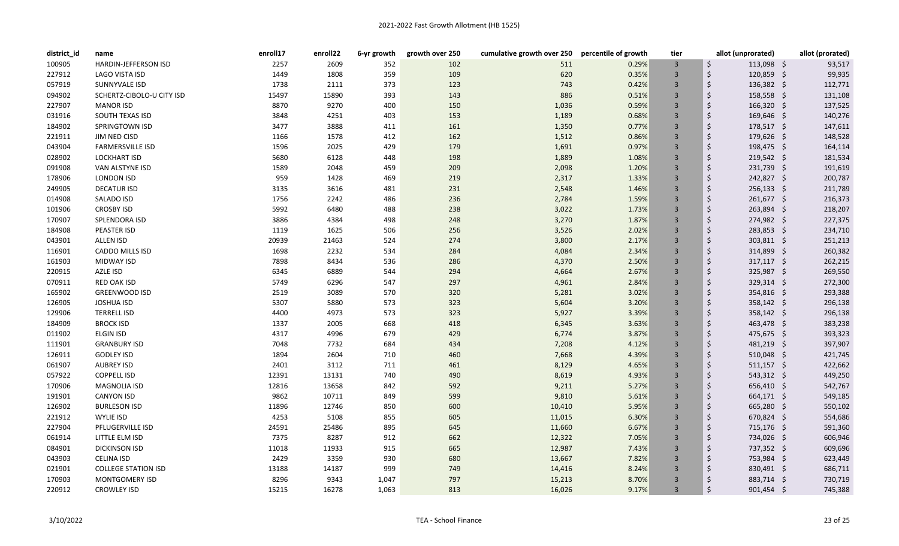# 2021-2022 Fast Growth Allotment (HB 1525)

| district_id | name | enroll17 | enroll22 | 6-yr growth | growth over 250 | cumulative growth over 250 | percentile of growth | tier | allot (unprorated) | allot (prorated) |
|---|---|---|---|---|---|---|---|---|---|---|
| 100905 | HARDIN-JEFFERSON ISD | 2257 | 2609 | 352 | 102 | 511 | 0.29% | 3 | $ 113,098 | $ 93,517 |
| 227912 | LAGO VISTA ISD | 1449 | 1808 | 359 | 109 | 620 | 0.35% | 3 | $ 120,859 | $ 99,935 |
| 057919 | SUNNYVALE ISD | 1738 | 2111 | 373 | 123 | 743 | 0.42% | 3 | $ 136,382 | $ 112,771 |
| 094902 | SCHERTZ-CIBOLO-U CITY ISD | 15497 | 15890 | 393 | 143 | 886 | 0.51% | 3 | $ 158,558 | $ 131,108 |
| 227907 | MANOR ISD | 8870 | 9270 | 400 | 150 | 1,036 | 0.59% | 3 | $ 166,320 | $ 137,525 |
| 031916 | SOUTH TEXAS ISD | 3848 | 4251 | 403 | 153 | 1,189 | 0.68% | 3 | $ 169,646 | $ 140,276 |
| 184902 | SPRINGTOWN ISD | 3477 | 3888 | 411 | 161 | 1,350 | 0.77% | 3 | $ 178,517 | $ 147,611 |
| 221911 | JIM NED CISD | 1166 | 1578 | 412 | 162 | 1,512 | 0.86% | 3 | $ 179,626 | $ 148,528 |
| 043904 | FARMERSVILLE ISD | 1596 | 2025 | 429 | 179 | 1,691 | 0.97% | 3 | $ 198,475 | $ 164,114 |
| 028902 | LOCKHART ISD | 5680 | 6128 | 448 | 198 | 1,889 | 1.08% | 3 | $ 219,542 | $ 181,534 |
| 091908 | VAN ALSTYNE ISD | 1589 | 2048 | 459 | 209 | 2,098 | 1.20% | 3 | $ 231,739 | $ 191,619 |
| 178906 | LONDON ISD | 959 | 1428 | 469 | 219 | 2,317 | 1.33% | 3 | $ 242,827 | $ 200,787 |
| 249905 | DECATUR ISD | 3135 | 3616 | 481 | 231 | 2,548 | 1.46% | 3 | $ 256,133 | $ 211,789 |
| 014908 | SALADO ISD | 1756 | 2242 | 486 | 236 | 2,784 | 1.59% | 3 | $ 261,677 | $ 216,373 |
| 101906 | CROSBY ISD | 5992 | 6480 | 488 | 238 | 3,022 | 1.73% | 3 | $ 263,894 | $ 218,207 |
| 170907 | SPLENDORA ISD | 3886 | 4384 | 498 | 248 | 3,270 | 1.87% | 3 | $ 274,982 | $ 227,375 |
| 184908 | PEASTER ISD | 1119 | 1625 | 506 | 256 | 3,526 | 2.02% | 3 | $ 283,853 | $ 234,710 |
| 043901 | ALLEN ISD | 20939 | 21463 | 524 | 274 | 3,800 | 2.17% | 3 | $ 303,811 | $ 251,213 |
| 116901 | CADDO MILLS ISD | 1698 | 2232 | 534 | 284 | 4,084 | 2.34% | 3 | $ 314,899 | $ 260,382 |
| 161903 | MIDWAY ISD | 7898 | 8434 | 536 | 286 | 4,370 | 2.50% | 3 | $ 317,117 | $ 262,215 |
| 220915 | AZLE ISD | 6345 | 6889 | 544 | 294 | 4,664 | 2.67% | 3 | $ 325,987 | $ 269,550 |
| 070911 | RED OAK ISD | 5749 | 6296 | 547 | 297 | 4,961 | 2.84% | 3 | $ 329,314 | $ 272,300 |
| 165902 | GREENWOOD ISD | 2519 | 3089 | 570 | 320 | 5,281 | 3.02% | 3 | $ 354,816 | $ 293,388 |
| 126905 | JOSHUA ISD | 5307 | 5880 | 573 | 323 | 5,604 | 3.20% | 3 | $ 358,142 | $ 296,138 |
| 129906 | TERRELL ISD | 4400 | 4973 | 573 | 323 | 5,927 | 3.39% | 3 | $ 358,142 | $ 296,138 |
| 184909 | BROCK ISD | 1337 | 2005 | 668 | 418 | 6,345 | 3.63% | 3 | $ 463,478 | $ 383,238 |
| 011902 | ELGIN ISD | 4317 | 4996 | 679 | 429 | 6,774 | 3.87% | 3 | $ 475,675 | $ 393,323 |
| 111901 | GRANBURY ISD | 7048 | 7732 | 684 | 434 | 7,208 | 4.12% | 3 | $ 481,219 | $ 397,907 |
| 126911 | GODLEY ISD | 1894 | 2604 | 710 | 460 | 7,668 | 4.39% | 3 | $ 510,048 | $ 421,745 |
| 061907 | AUBREY ISD | 2401 | 3112 | 711 | 461 | 8,129 | 4.65% | 3 | $ 511,157 | $ 422,662 |
| 057922 | COPPELL ISD | 12391 | 13131 | 740 | 490 | 8,619 | 4.93% | 3 | $ 543,312 | $ 449,250 |
| 170906 | MAGNOLIA ISD | 12816 | 13658 | 842 | 592 | 9,211 | 5.27% | 3 | $ 656,410 | $ 542,767 |
| 191901 | CANYON ISD | 9862 | 10711 | 849 | 599 | 9,810 | 5.61% | 3 | $ 664,171 | $ 549,185 |
| 126902 | BURLESON ISD | 11896 | 12746 | 850 | 600 | 10,410 | 5.95% | 3 | $ 665,280 | $ 550,102 |
| 221912 | WYLIE ISD | 4253 | 5108 | 855 | 605 | 11,015 | 6.30% | 3 | $ 670,824 | $ 554,686 |
| 227904 | PFLUGERVILLE ISD | 24591 | 25486 | 895 | 645 | 11,660 | 6.67% | 3 | $ 715,176 | $ 591,360 |
| 061914 | LITTLE ELM ISD | 7375 | 8287 | 912 | 662 | 12,322 | 7.05% | 3 | $ 734,026 | $ 606,946 |
| 084901 | DICKINSON ISD | 11018 | 11933 | 915 | 665 | 12,987 | 7.43% | 3 | $ 737,352 | $ 609,696 |
| 043903 | CELINA ISD | 2429 | 3359 | 930 | 680 | 13,667 | 7.82% | 3 | $ 753,984 | $ 623,449 |
| 021901 | COLLEGE STATION ISD | 13188 | 14187 | 999 | 749 | 14,416 | 8.24% | 3 | $ 830,491 | $ 686,711 |
| 170903 | MONTGOMERY ISD | 8296 | 9343 | 1,047 | 797 | 15,213 | 8.70% | 3 | $ 883,714 | $ 730,719 |
| 220912 | CROWLEY ISD | 15215 | 16278 | 1,063 | 813 | 16,026 | 9.17% | 3 | $ 901,454 | $ 745,388 |

3/10/2022 TEA - School Finance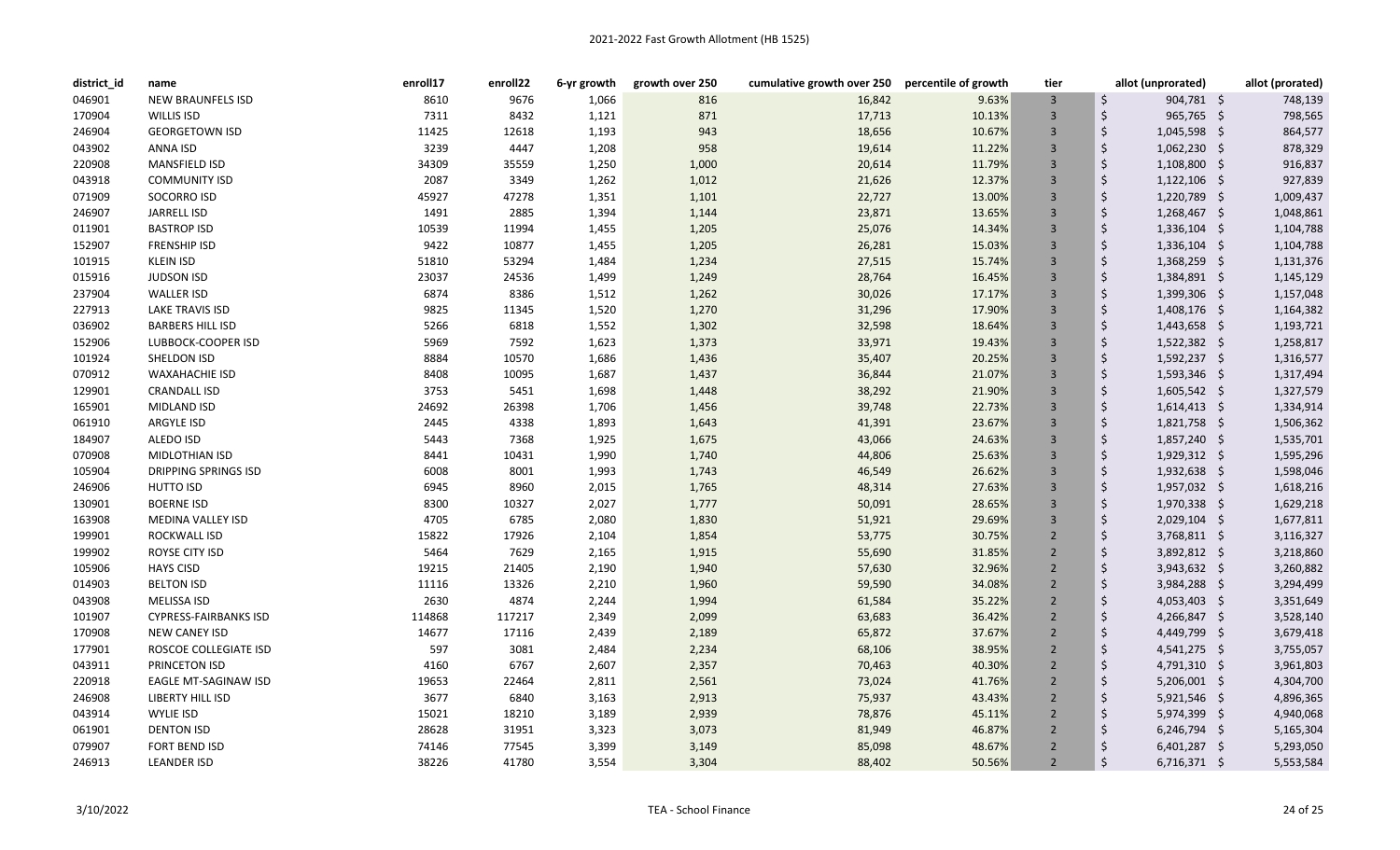# 2021-2022 Fast Growth Allotment (HB 1525)

| district_id | name | enroll17 | enroll22 | 6-yr growth | growth over 250 | cumulative growth over 250 | percentile of growth | tier | allot (unprorated) | allot (prorated) |
|---|---|---|---|---|---|---|---|---|---|---|
| 046901 | NEW BRAUNFELS ISD | 8610 | 9676 | 1,066 | 816 | 16,842 | 9.63% | 3 | $ 904,781 | $ 748,139 |
| 170904 | WILLIS ISD | 7311 | 8432 | 1,121 | 871 | 17,713 | 10.13% | 3 | $ 965,765 | $ 798,565 |
| 246904 | GEORGETOWN ISD | 11425 | 12618 | 1,193 | 943 | 18,656 | 10.67% | 3 | $ 1,045,598 | $ 864,577 |
| 043902 | ANNA ISD | 3239 | 4447 | 1,208 | 958 | 19,614 | 11.22% | 3 | $ 1,062,230 | $ 878,329 |
| 220908 | MANSFIELD ISD | 34309 | 35559 | 1,250 | 1,000 | 20,614 | 11.79% | 3 | $ 1,108,800 | $ 916,837 |
| 043918 | COMMUNITY ISD | 2087 | 3349 | 1,262 | 1,012 | 21,626 | 12.37% | 3 | $ 1,122,106 | $ 927,839 |
| 071909 | SOCORRO ISD | 45927 | 47278 | 1,351 | 1,101 | 22,727 | 13.00% | 3 | $ 1,220,789 | $ 1,009,437 |
| 246907 | JARRELL ISD | 1491 | 2885 | 1,394 | 1,144 | 23,871 | 13.65% | 3 | $ 1,268,467 | $ 1,048,861 |
| 011901 | BASTROP ISD | 10539 | 11994 | 1,455 | 1,205 | 25,076 | 14.34% | 3 | $ 1,336,104 | $ 1,104,788 |
| 152907 | FRENSHIP ISD | 9422 | 10877 | 1,455 | 1,205 | 26,281 | 15.03% | 3 | $ 1,336,104 | $ 1,104,788 |
| 101915 | KLEIN ISD | 51810 | 53294 | 1,484 | 1,234 | 27,515 | 15.74% | 3 | $ 1,368,259 | $ 1,131,376 |
| 015916 | JUDSON ISD | 23037 | 24536 | 1,499 | 1,249 | 28,764 | 16.45% | 3 | $ 1,384,891 | $ 1,145,129 |
| 237904 | WALLER ISD | 6874 | 8386 | 1,512 | 1,262 | 30,026 | 17.17% | 3 | $ 1,399,306 | $ 1,157,048 |
| 227913 | LAKE TRAVIS ISD | 9825 | 11345 | 1,520 | 1,270 | 31,296 | 17.90% | 3 | $ 1,408,176 | $ 1,164,382 |
| 036902 | BARBERS HILL ISD | 5266 | 6818 | 1,552 | 1,302 | 32,598 | 18.64% | 3 | $ 1,443,658 | $ 1,193,721 |
| 152906 | LUBBOCK-COOPER ISD | 5969 | 7592 | 1,623 | 1,373 | 33,971 | 19.43% | 3 | $ 1,522,382 | $ 1,258,817 |
| 101924 | SHELDON ISD | 8884 | 10570 | 1,686 | 1,436 | 35,407 | 20.25% | 3 | $ 1,592,237 | $ 1,316,577 |
| 070912 | WAXAHACHIE ISD | 8408 | 10095 | 1,687 | 1,437 | 36,844 | 21.07% | 3 | $ 1,593,346 | $ 1,317,494 |
| 129901 | CRANDALL ISD | 3753 | 5451 | 1,698 | 1,448 | 38,292 | 21.90% | 3 | $ 1,605,542 | $ 1,327,579 |
| 165901 | MIDLAND ISD | 24692 | 26398 | 1,706 | 1,456 | 39,748 | 22.73% | 3 | $ 1,614,413 | $ 1,334,914 |
| 061910 | ARGYLE ISD | 2445 | 4338 | 1,893 | 1,643 | 41,391 | 23.67% | 3 | $ 1,821,758 | $ 1,506,362 |
| 184907 | ALEDO ISD | 5443 | 7368 | 1,925 | 1,675 | 43,066 | 24.63% | 3 | $ 1,857,240 | $ 1,535,701 |
| 070908 | MIDLOTHIAN ISD | 8441 | 10431 | 1,990 | 1,740 | 44,806 | 25.63% | 3 | $ 1,929,312 | $ 1,595,296 |
| 105904 | DRIPPING SPRINGS ISD | 6008 | 8001 | 1,993 | 1,743 | 46,549 | 26.62% | 3 | $ 1,932,638 | $ 1,598,046 |
| 246906 | HUTTO ISD | 6945 | 8960 | 2,015 | 1,765 | 48,314 | 27.63% | 3 | $ 1,957,032 | $ 1,618,216 |
| 130901 | BOERNE ISD | 8300 | 10327 | 2,027 | 1,777 | 50,091 | 28.65% | 3 | $ 1,970,338 | $ 1,629,218 |
| 163908 | MEDINA VALLEY ISD | 4705 | 6785 | 2,080 | 1,830 | 51,921 | 29.69% | 3 | $ 2,029,104 | $ 1,677,811 |
| 199901 | ROCKWALL ISD | 15822 | 17926 | 2,104 | 1,854 | 53,775 | 30.75% | 2 | $ 3,768,811 | $ 3,116,327 |
| 199902 | ROYSE CITY ISD | 5464 | 7629 | 2,165 | 1,915 | 55,690 | 31.85% | 2 | $ 3,892,812 | $ 3,218,860 |
| 105906 | HAYS CISD | 19215 | 21405 | 2,190 | 1,940 | 57,630 | 32.96% | 2 | $ 3,943,632 | $ 3,260,882 |
| 014903 | BELTON ISD | 11116 | 13326 | 2,210 | 1,960 | 59,590 | 34.08% | 2 | $ 3,984,288 | $ 3,294,499 |
| 043908 | MELISSA ISD | 2630 | 4874 | 2,244 | 1,994 | 61,584 | 35.22% | 2 | $ 4,053,403 | $ 3,351,649 |
| 101907 | CYPRESS-FAIRBANKS ISD | 114868 | 117217 | 2,349 | 2,099 | 63,683 | 36.42% | 2 | $ 4,266,847 | $ 3,528,140 |
| 170908 | NEW CANEY ISD | 14677 | 17116 | 2,439 | 2,189 | 65,872 | 37.67% | 2 | $ 4,449,799 | $ 3,679,418 |
| 177901 | ROSCOE COLLEGIATE ISD | 597 | 3081 | 2,484 | 2,234 | 68,106 | 38.95% | 2 | $ 4,541,275 | $ 3,755,057 |
| 043911 | PRINCETON ISD | 4160 | 6767 | 2,607 | 2,357 | 70,463 | 40.30% | 2 | $ 4,791,310 | $ 3,961,803 |
| 220918 | EAGLE MT-SAGINAW ISD | 19653 | 22464 | 2,811 | 2,561 | 73,024 | 41.76% | 2 | $ 5,206,001 | $ 4,304,700 |
| 246908 | LIBERTY HILL ISD | 3677 | 6840 | 3,163 | 2,913 | 75,937 | 43.43% | 2 | $ 5,921,546 | $ 4,896,365 |
| 043914 | WYLIE ISD | 15021 | 18210 | 3,189 | 2,939 | 78,876 | 45.11% | 2 | $ 5,974,399 | $ 4,940,068 |
| 061901 | DENTON ISD | 28628 | 31951 | 3,323 | 3,073 | 81,949 | 46.87% | 2 | $ 6,246,794 | $ 5,165,304 |
| 079907 | FORT BEND ISD | 74146 | 77545 | 3,399 | 3,149 | 85,098 | 48.67% | 2 | $ 6,401,287 | $ 5,293,050 |
| 246913 | LEANDER ISD | 38226 | 41780 | 3,554 | 3,304 | 88,402 | 50.56% | 2 | $ 6,716,371 | $ 5,553,584 |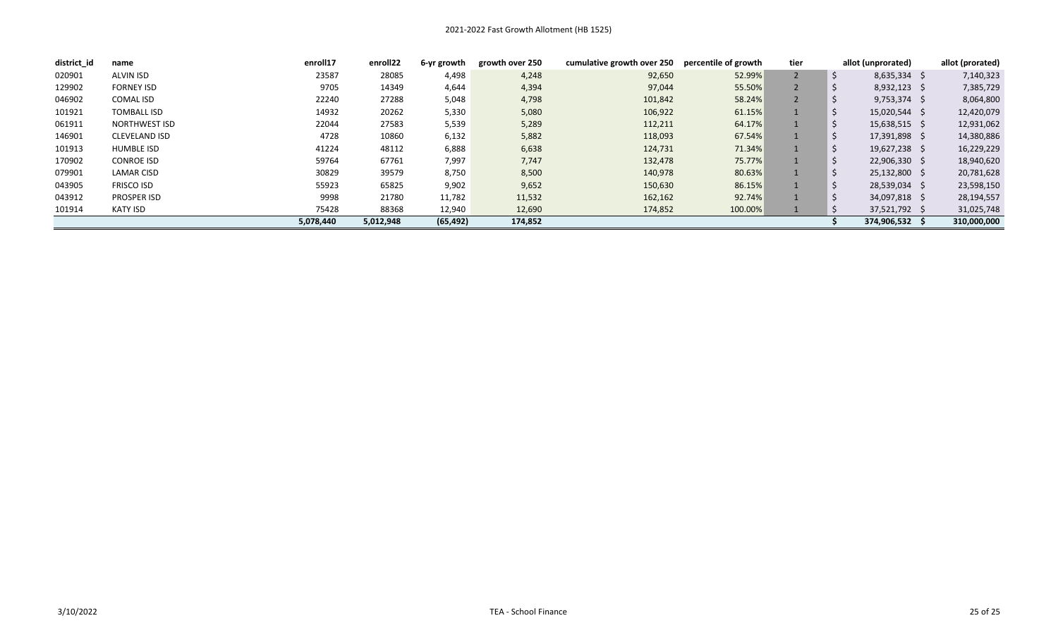2021-2022 Fast Growth Allotment (HB 1525)

| district_id | name | enroll17 | enroll22 | 6-yr growth | growth over 250 | cumulative growth over 250 | percentile of growth | tier | allot (unprorated) | allot (prorated) |
|---|---|---|---|---|---|---|---|---|---|---|
| 020901 | ALVIN ISD | 23587 | 28085 | 4,498 | 4,248 | 92,650 | 52.99% | 2 | $ 8,635,334 | $ 7,140,323 |
| 129902 | FORNEY ISD | 9705 | 14349 | 4,644 | 4,394 | 97,044 | 55.50% | 2 | $ 8,932,123 | $ 7,385,729 |
| 046902 | COMAL ISD | 22240 | 27288 | 5,048 | 4,798 | 101,842 | 58.24% | 2 | $ 9,753,374 | $ 8,064,800 |
| 101921 | TOMBALL ISD | 14932 | 20262 | 5,330 | 5,080 | 106,922 | 61.15% | 1 | $ 15,020,544 | $ 12,420,079 |
| 061911 | NORTHWEST ISD | 22044 | 27583 | 5,539 | 5,289 | 112,211 | 64.17% | 1 | $ 15,638,515 | $ 12,931,062 |
| 146901 | CLEVELAND ISD | 4728 | 10860 | 6,132 | 5,882 | 118,093 | 67.54% | 1 | $ 17,391,898 | $ 14,380,886 |
| 101913 | HUMBLE ISD | 41224 | 48112 | 6,888 | 6,638 | 124,731 | 71.34% | 1 | $ 19,627,238 | $ 16,229,229 |
| 170902 | CONROE ISD | 59764 | 67761 | 7,997 | 7,747 | 132,478 | 75.77% | 1 | $ 22,906,330 | $ 18,940,620 |
| 079901 | LAMAR CISD | 30829 | 39579 | 8,750 | 8,500 | 140,978 | 80.63% | 1 | $ 25,132,800 | $ 20,781,628 |
| 043905 | FRISCO ISD | 55923 | 65825 | 9,902 | 9,652 | 150,630 | 86.15% | 1 | $ 28,539,034 | $ 23,598,150 |
| 043912 | PROSPER ISD | 9998 | 21780 | 11,782 | 11,532 | 162,162 | 92.74% | 1 | $ 34,097,818 | $ 28,194,557 |
| 101914 | KATY ISD | 75428 | 88368 | 12,940 | 12,690 | 174,852 | 100.00% | 1 | $ 37,521,792 | $ 31,025,748 |
| | | **5,078,440** | **5,012,948** | **(65,492)** | **174,852** | | | | **$ 374,906,532** | **$ 310,000,000** |

3/10/2022

TEA - School Finance